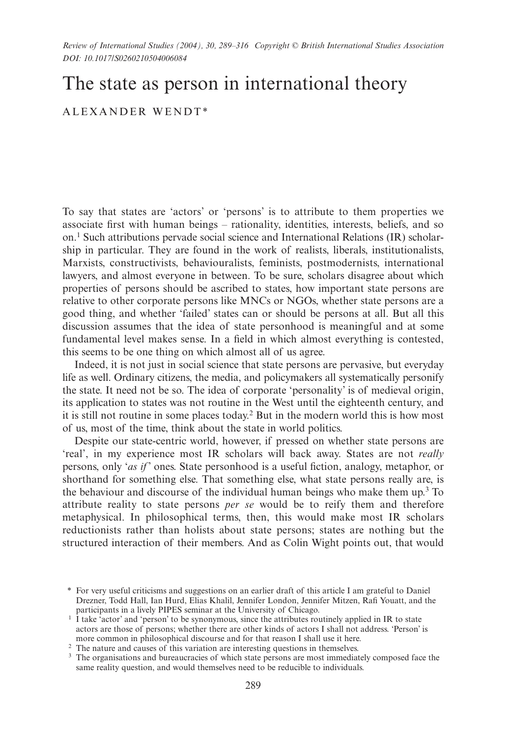# The state as person in international theory

ALEXANDER WENDT*

To say that states are 'actors' or 'persons' is to attribute to them properties we associate first with human beings – rationality, identities, interests, beliefs, and so on.[1] Such attributions pervade social science and International Relations (IR) scholarship in particular. They are found in the work of realists, liberals, institutionalists, Marxists, constructivists, behaviouralists, feminists, postmodernists, international lawyers, and almost everyone in between. To be sure, scholars disagree about which properties of persons should be ascribed to states, how important state persons are relative to other corporate persons like MNCs or NGOs, whether state persons are a good thing, and whether 'failed' states can or should be persons at all. But all this discussion assumes that the idea of state personhood is meaningful and at some fundamental level makes sense. In a field in which almost everything is contested, this seems to be one thing on which almost all of us agree.

Indeed, it is not just in social science that state persons are pervasive, but everyday life as well. Ordinary citizens, the media, and policymakers all systematically personify the state. It need not be so. The idea of corporate 'personality' is of medieval origin, its application to states was not routine in the West until the eighteenth century, and it is still not routine in some places today.[2] But in the modern world this is how most of us, most of the time, think about the state in world politics.

Despite our state-centric world, however, if pressed on whether state persons are 'real', in my experience most IR scholars will back away. States are not *really* persons, only '*as if*' ones. State personhood is a useful fiction, analogy, metaphor, or shorthand for something else. That something else, what state persons really are, is the behaviour and discourse of the individual human beings who make them up.[3] To attribute reality to state persons *per se* would be to reify them and therefore metaphysical. In philosophical terms, then, this would make most IR scholars reductionists rather than holists about state persons; states are nothing but the structured interaction of their members. And as Colin Wight points out, that would

\* For very useful criticisms and suggestions on an earlier draft of this article I am grateful to Daniel Drezner, Todd Hall, Ian Hurd, Elias Khalil, Jennifer London, Jennifer Mitzen, Rafi Youatt, and the participants in a lively PIPES seminar at the University of Chicago.

[1] I take 'actor' and 'person' to be synonymous, since the attributes routinely applied in IR to state actors are those of persons; whether there are other kinds of actors I shall not address. 'Person' is more common in philosophical discourse and for that reason I shall use it here.

[2] The nature and causes of this variation are interesting questions in themselves.

[3] The organisations and bureaucracies of which state persons are most immediately composed face the same reality question, and would themselves need to be reducible to individuals.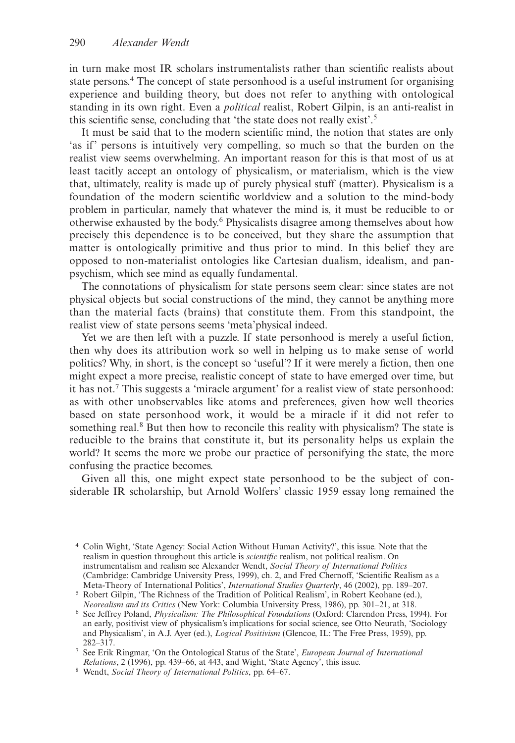in turn make most IR scholars instrumentalists rather than scientific realists about state persons.[4] The concept of state personhood is a useful instrument for organising experience and building theory, but does not refer to anything with ontological standing in its own right. Even a *political* realist, Robert Gilpin, is an anti-realist in this scientific sense, concluding that 'the state does not really exist'.[5]

It must be said that to the modern scientific mind, the notion that states are only 'as if' persons is intuitively very compelling, so much so that the burden on the realist view seems overwhelming. An important reason for this is that most of us at least tacitly accept an ontology of physicalism, or materialism, which is the view that, ultimately, reality is made up of purely physical stuff (matter). Physicalism is a foundation of the modern scientific worldview and a solution to the mind-body problem in particular, namely that whatever the mind is, it must be reducible to or otherwise exhausted by the body.[6] Physicalists disagree among themselves about how precisely this dependence is to be conceived, but they share the assumption that matter is ontologically primitive and thus prior to mind. In this belief they are opposed to non-materialist ontologies like Cartesian dualism, idealism, and panpsychism, which see mind as equally fundamental.

The connotations of physicalism for state persons seem clear: since states are not physical objects but social constructions of the mind, they cannot be anything more than the material facts (brains) that constitute them. From this standpoint, the realist view of state persons seems 'meta'physical indeed.

Yet we are then left with a puzzle. If state personhood is merely a useful fiction, then why does its attribution work so well in helping us to make sense of world politics? Why, in short, is the concept so 'useful'? If it were merely a fiction, then one might expect a more precise, realistic concept of state to have emerged over time, but it has not.[7] This suggests a 'miracle argument' for a realist view of state personhood: as with other unobservables like atoms and preferences, given how well theories based on state personhood work, it would be a miracle if it did not refer to something real.[8] But then how to reconcile this reality with physicalism? The state is reducible to the brains that constitute it, but its personality helps us explain the world? It seems the more we probe our practice of personifying the state, the more confusing the practice becomes.

Given all this, one might expect state personhood to be the subject of considerable IR scholarship, but Arnold Wolfers' classic 1959 essay long remained the

[4] Colin Wight, 'State Agency: Social Action Without Human Activity?', this issue. Note that the realism in question throughout this article is *scientific* realism, not political realism. On instrumentalism and realism see Alexander Wendt, *Social Theory of International Politics* (Cambridge: Cambridge University Press, 1999), ch. 2, and Fred Chernoff, 'Scientific Realism as a Meta-Theory of International Politics', *International Studies Quarterly*, 46 (2002), pp. 189–207.

[5] Robert Gilpin, 'The Richness of the Tradition of Political Realism', in Robert Keohane (ed.), *Neorealism and its Critics* (New York: Columbia University Press, 1986), pp. 301–21, at 318.

[6] See Jeffrey Poland, *Physicalism: The Philosophical Foundations* (Oxford: Clarendon Press, 1994). For an early, positivist view of physicalism's implications for social science, see Otto Neurath, 'Sociology and Physicalism', in A.J. Ayer (ed.), *Logical Positivism* (Glencoe, IL: The Free Press, 1959), pp. 282–317.

[7] See Erik Ringmar, 'On the Ontological Status of the State', *European Journal of International Relations*, 2 (1996), pp. 439–66, at 443, and Wight, 'State Agency', this issue.

[8] Wendt, *Social Theory of International Politics*, pp. 64–67.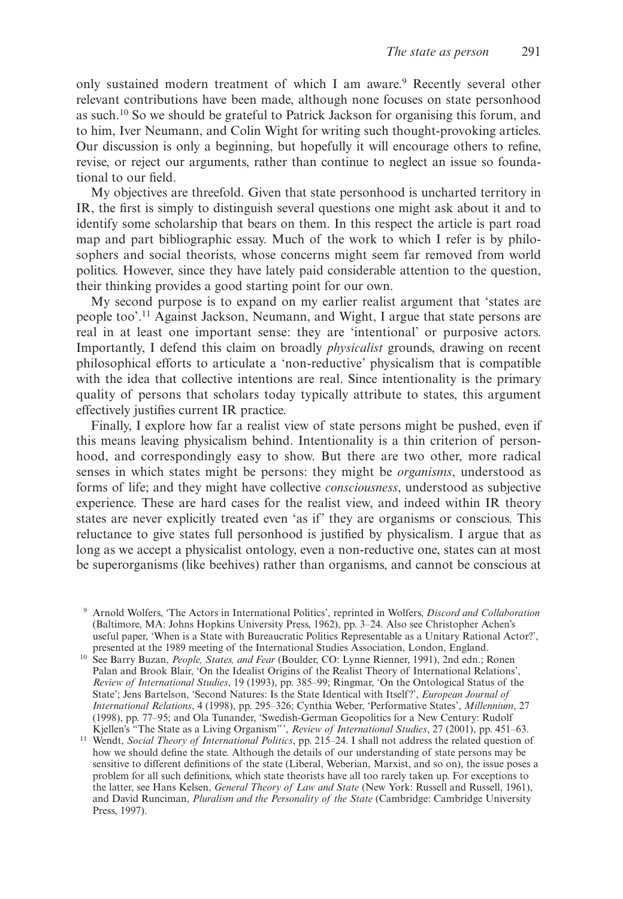only sustained modern treatment of which I am aware.[9] Recently several other relevant contributions have been made, although none focuses on state personhood as such.[10] So we should be grateful to Patrick Jackson for organising this forum, and to him, Iver Neumann, and Colin Wight for writing such thought-provoking articles. Our discussion is only a beginning, but hopefully it will encourage others to refine, revise, or reject our arguments, rather than continue to neglect an issue so foundational to our field.

My objectives are threefold. Given that state personhood is uncharted territory in IR, the first is simply to distinguish several questions one might ask about it and to identify some scholarship that bears on them. In this respect the article is part road map and part bibliographic essay. Much of the work to which I refer is by philosophers and social theorists, whose concerns might seem far removed from world politics. However, since they have lately paid considerable attention to the question, their thinking provides a good starting point for our own.

My second purpose is to expand on my earlier realist argument that 'states are people too'.[11] Against Jackson, Neumann, and Wight, I argue that state persons are real in at least one important sense: they are 'intentional' or purposive actors. Importantly, I defend this claim on broadly *physicalist* grounds, drawing on recent philosophical efforts to articulate a 'non-reductive' physicalism that is compatible with the idea that collective intentions are real. Since intentionality is the primary quality of persons that scholars today typically attribute to states, this argument effectively justifies current IR practice.

Finally, I explore how far a realist view of state persons might be pushed, even if this means leaving physicalism behind. Intentionality is a thin criterion of personhood, and correspondingly easy to show. But there are two other, more radical senses in which states might be persons: they might be *organisms*, understood as forms of life; and they might have collective *consciousness*, understood as subjective experience. These are hard cases for the realist view, and indeed within IR theory states are never explicitly treated even 'as if' they are organisms or conscious. This reluctance to give states full personhood is justified by physicalism. I argue that as long as we accept a physicalist ontology, even a non-reductive one, states can at most be superorganisms (like beehives) rather than organisms, and cannot be conscious at

[9] Arnold Wolfers, 'The Actors in International Politics', reprinted in Wolfers, *Discord and Collaboration* (Baltimore, MA: Johns Hopkins University Press, 1962), pp. 3–24. Also see Christopher Achen's useful paper, 'When is a State with Bureaucratic Politics Representable as a Unitary Rational Actor?', presented at the 1989 meeting of the International Studies Association, London, England.

[10] See Barry Buzan, *People, States, and Fear* (Boulder, CO: Lynne Rienner, 1991), 2nd edn.; Ronen Palan and Brook Blair, 'On the Idealist Origins of the Realist Theory of International Relations', *Review of International Studies*, 19 (1993), pp. 385–99; Ringmar, 'On the Ontological Status of the State'; Jens Bartelson, 'Second Natures: Is the State Identical with Itself?', *European Journal of International Relations*, 4 (1998), pp. 295–326; Cynthia Weber, 'Performative States', *Millennium*, 27 (1998), pp. 77–95; and Ola Tunander, 'Swedish-German Geopolitics for a New Century: Rudolf Kjellen's "The State as a Living Organism"', *Review of International Studies*, 27 (2001), pp. 451–63.

[11] Wendt, *Social Theory of International Politics*, pp. 215–24. I shall not address the related question of how we should define the state. Although the details of our understanding of state persons may be sensitive to different definitions of the state (Liberal, Weberian, Marxist, and so on), the issue poses a problem for all such definitions, which state theorists have all too rarely taken up. For exceptions to the latter, see Hans Kelsen, *General Theory of Law and State* (New York: Russell and Russell, 1961), and David Runciman, *Pluralism and the Personality of the State* (Cambridge: Cambridge University Press, 1997).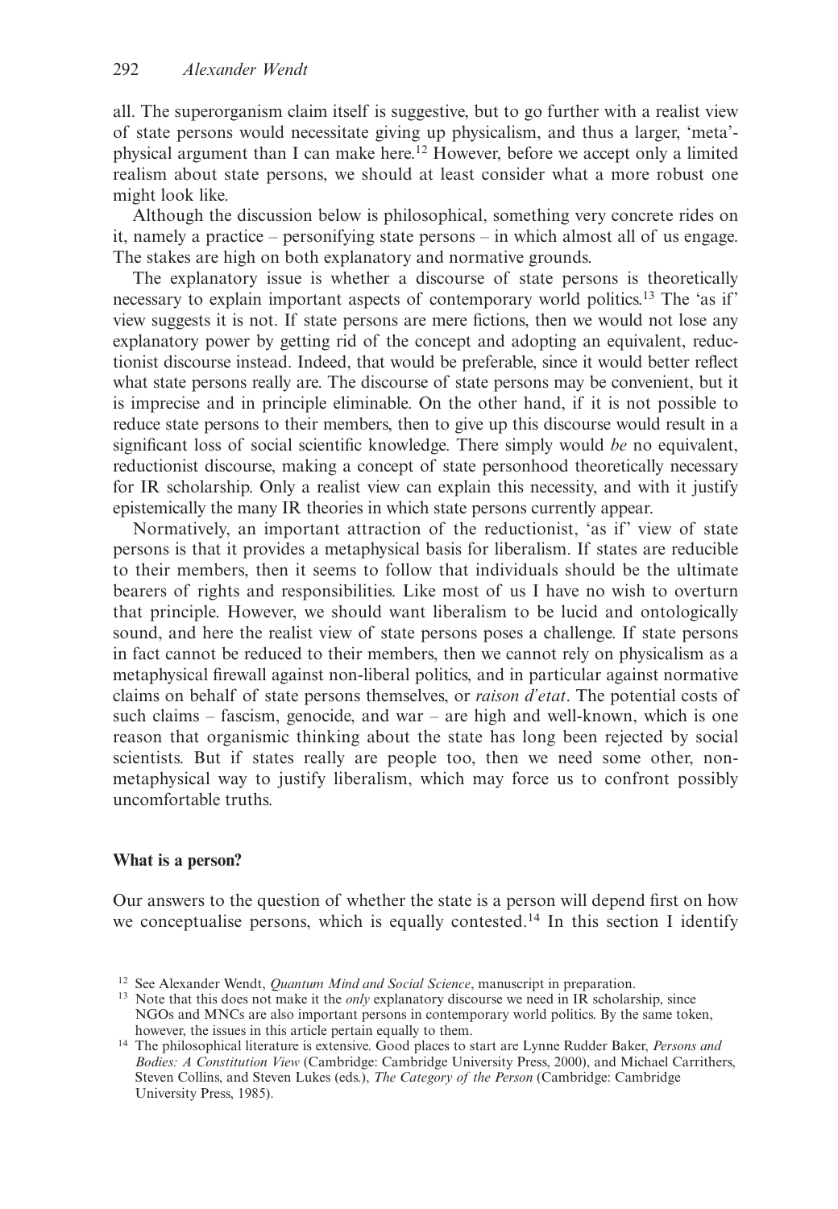all. The superorganism claim itself is suggestive, but to go further with a realist view of state persons would necessitate giving up physicalism, and thus a larger, 'meta'-physical argument than I can make here.[12] However, before we accept only a limited realism about state persons, we should at least consider what a more robust one might look like.

Although the discussion below is philosophical, something very concrete rides on it, namely a practice – personifying state persons – in which almost all of us engage. The stakes are high on both explanatory and normative grounds.

The explanatory issue is whether a discourse of state persons is theoretically necessary to explain important aspects of contemporary world politics.[13] The 'as if' view suggests it is not. If state persons are mere fictions, then we would not lose any explanatory power by getting rid of the concept and adopting an equivalent, reductionist discourse instead. Indeed, that would be preferable, since it would better reflect what state persons really are. The discourse of state persons may be convenient, but it is imprecise and in principle eliminable. On the other hand, if it is not possible to reduce state persons to their members, then to give up this discourse would result in a significant loss of social scientific knowledge. There simply would *be* no equivalent, reductionist discourse, making a concept of state personhood theoretically necessary for IR scholarship. Only a realist view can explain this necessity, and with it justify epistemically the many IR theories in which state persons currently appear.

Normatively, an important attraction of the reductionist, 'as if' view of state persons is that it provides a metaphysical basis for liberalism. If states are reducible to their members, then it seems to follow that individuals should be the ultimate bearers of rights and responsibilities. Like most of us I have no wish to overturn that principle. However, we should want liberalism to be lucid and ontologically sound, and here the realist view of state persons poses a challenge. If state persons in fact cannot be reduced to their members, then we cannot rely on physicalism as a metaphysical firewall against non-liberal politics, and in particular against normative claims on behalf of state persons themselves, or *raison d'etat*. The potential costs of such claims – fascism, genocide, and war – are high and well-known, which is one reason that organismic thinking about the state has long been rejected by social scientists. But if states really are people too, then we need some other, non-metaphysical way to justify liberalism, which may force us to confront possibly uncomfortable truths.

### What is a person?

Our answers to the question of whether the state is a person will depend first on how we conceptualise persons, which is equally contested.[14] In this section I identify

[12] See Alexander Wendt, *Quantum Mind and Social Science*, manuscript in preparation.

[13] Note that this does not make it the *only* explanatory discourse we need in IR scholarship, since NGOs and MNCs are also important persons in contemporary world politics. By the same token, however, the issues in this article pertain equally to them.

[14] The philosophical literature is extensive. Good places to start are Lynne Rudder Baker, *Persons and Bodies: A Constitution View* (Cambridge: Cambridge University Press, 2000), and Michael Carrithers, Steven Collins, and Steven Lukes (eds.), *The Category of the Person* (Cambridge: Cambridge University Press, 1985).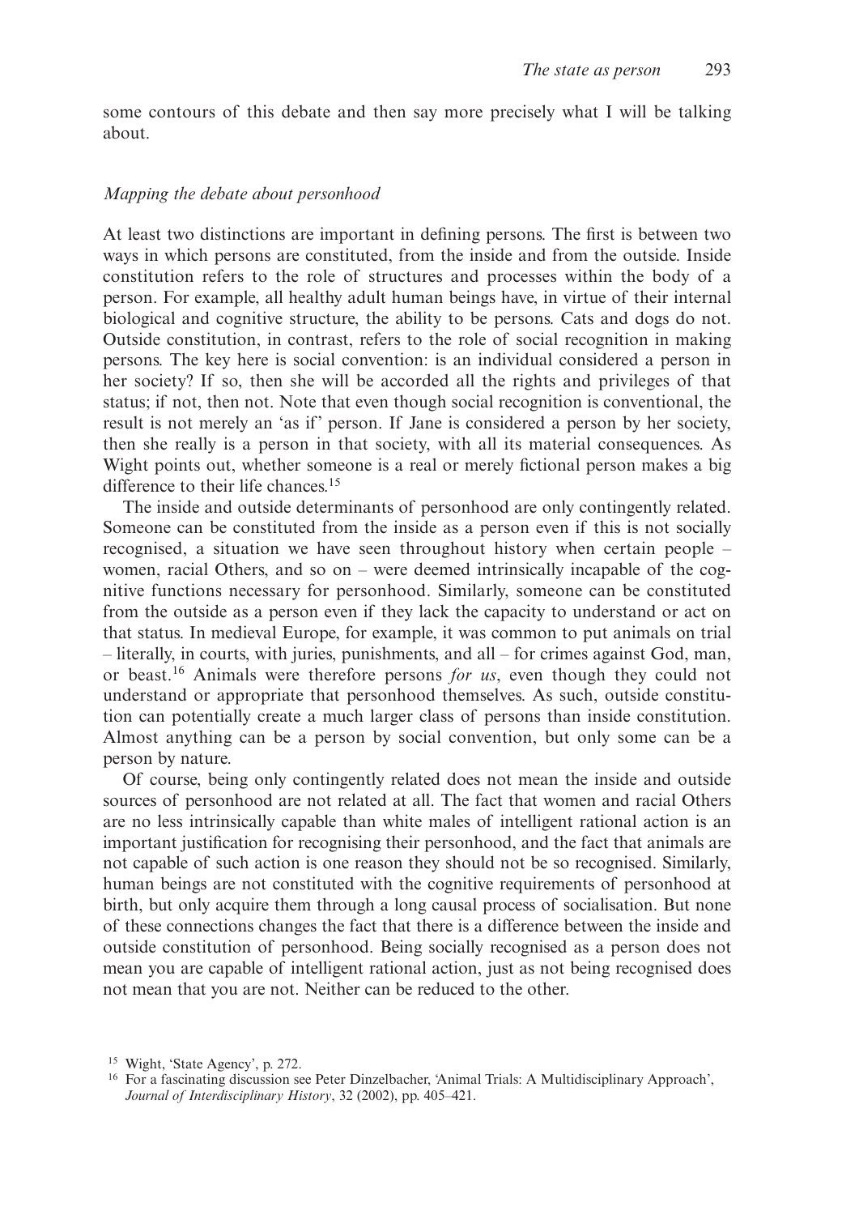some contours of this debate and then say more precisely what I will be talking about.

### *Mapping the debate about personhood*

At least two distinctions are important in defining persons. The first is between two ways in which persons are constituted, from the inside and from the outside. Inside constitution refers to the role of structures and processes within the body of a person. For example, all healthy adult human beings have, in virtue of their internal biological and cognitive structure, the ability to be persons. Cats and dogs do not. Outside constitution, in contrast, refers to the role of social recognition in making persons. The key here is social convention: is an individual considered a person in her society? If so, then she will be accorded all the rights and privileges of that status; if not, then not. Note that even though social recognition is conventional, the result is not merely an 'as if' person. If Jane is considered a person by her society, then she really is a person in that society, with all its material consequences. As Wight points out, whether someone is a real or merely fictional person makes a big difference to their life chances.[15]

The inside and outside determinants of personhood are only contingently related. Someone can be constituted from the inside as a person even if this is not socially recognised, a situation we have seen throughout history when certain people – women, racial Others, and so on – were deemed intrinsically incapable of the cognitive functions necessary for personhood. Similarly, someone can be constituted from the outside as a person even if they lack the capacity to understand or act on that status. In medieval Europe, for example, it was common to put animals on trial – literally, in courts, with juries, punishments, and all – for crimes against God, man, or beast.[16] Animals were therefore persons *for us*, even though they could not understand or appropriate that personhood themselves. As such, outside constitution can potentially create a much larger class of persons than inside constitution. Almost anything can be a person by social convention, but only some can be a person by nature.

Of course, being only contingently related does not mean the inside and outside sources of personhood are not related at all. The fact that women and racial Others are no less intrinsically capable than white males of intelligent rational action is an important justification for recognising their personhood, and the fact that animals are not capable of such action is one reason they should not be so recognised. Similarly, human beings are not constituted with the cognitive requirements of personhood at birth, but only acquire them through a long causal process of socialisation. But none of these connections changes the fact that there is a difference between the inside and outside constitution of personhood. Being socially recognised as a person does not mean you are capable of intelligent rational action, just as not being recognised does not mean that you are not. Neither can be reduced to the other.

[15] Wight, 'State Agency', p. 272.

[16] For a fascinating discussion see Peter Dinzelbacher, 'Animal Trials: A Multidisciplinary Approach', *Journal of Interdisciplinary History*, 32 (2002), pp. 405–421.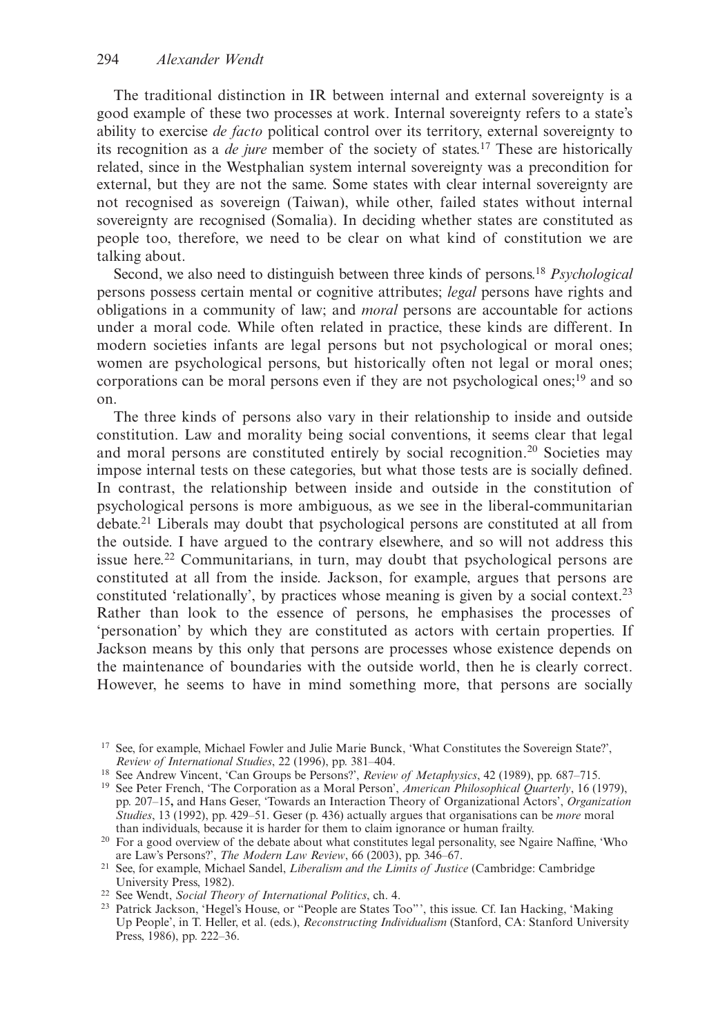The traditional distinction in IR between internal and external sovereignty is a good example of these two processes at work. Internal sovereignty refers to a state's ability to exercise *de facto* political control over its territory, external sovereignty to its recognition as a *de jure* member of the society of states.[17] These are historically related, since in the Westphalian system internal sovereignty was a precondition for external, but they are not the same. Some states with clear internal sovereignty are not recognised as sovereign (Taiwan), while other, failed states without internal sovereignty are recognised (Somalia). In deciding whether states are constituted as people too, therefore, we need to be clear on what kind of constitution we are talking about.

Second, we also need to distinguish between three kinds of persons.[18] *Psychological* persons possess certain mental or cognitive attributes; *legal* persons have rights and obligations in a community of law; and *moral* persons are accountable for actions under a moral code. While often related in practice, these kinds are different. In modern societies infants are legal persons but not psychological or moral ones; women are psychological persons, but historically often not legal or moral ones; corporations can be moral persons even if they are not psychological ones;[19] and so on.

The three kinds of persons also vary in their relationship to inside and outside constitution. Law and morality being social conventions, it seems clear that legal and moral persons are constituted entirely by social recognition.[20] Societies may impose internal tests on these categories, but what those tests are is socially defined. In contrast, the relationship between inside and outside in the constitution of psychological persons is more ambiguous, as we see in the liberal-communitarian debate.[21] Liberals may doubt that psychological persons are constituted at all from the outside. I have argued to the contrary elsewhere, and so will not address this issue here.[22] Communitarians, in turn, may doubt that psychological persons are constituted at all from the inside. Jackson, for example, argues that persons are constituted 'relationally', by practices whose meaning is given by a social context.[23] Rather than look to the essence of persons, he emphasises the processes of 'personation' by which they are constituted as actors with certain properties. If Jackson means by this only that persons are processes whose existence depends on the maintenance of boundaries with the outside world, then he is clearly correct. However, he seems to have in mind something more, that persons are socially

---

[17] See, for example, Michael Fowler and Julie Marie Bunck, 'What Constitutes the Sovereign State?', *Review of International Studies*, 22 (1996), pp. 381–404.

[18] See Andrew Vincent, 'Can Groups be Persons?', *Review of Metaphysics*, 42 (1989), pp. 687–715.

[19] See Peter French, 'The Corporation as a Moral Person', *American Philosophical Quarterly*, 16 (1979), pp. 207–15, and Hans Geser, 'Towards an Interaction Theory of Organizational Actors', *Organization Studies*, 13 (1992), pp. 429–51. Geser (p. 436) actually argues that organisations can be *more* moral than individuals, because it is harder for them to claim ignorance or human frailty.

[20] For a good overview of the debate about what constitutes legal personality, see Ngaire Naffine, 'Who are Law's Persons?', *The Modern Law Review*, 66 (2003), pp. 346–67.

[21] See, for example, Michael Sandel, *Liberalism and the Limits of Justice* (Cambridge: Cambridge University Press, 1982).

[22] See Wendt, *Social Theory of International Politics*, ch. 4.

[23] Patrick Jackson, 'Hegel's House, or "People are States Too"', this issue. Cf. Ian Hacking, 'Making Up People', in T. Heller, et al. (eds.), *Reconstructing Individualism* (Stanford, CA: Stanford University Press, 1986), pp. 222–36.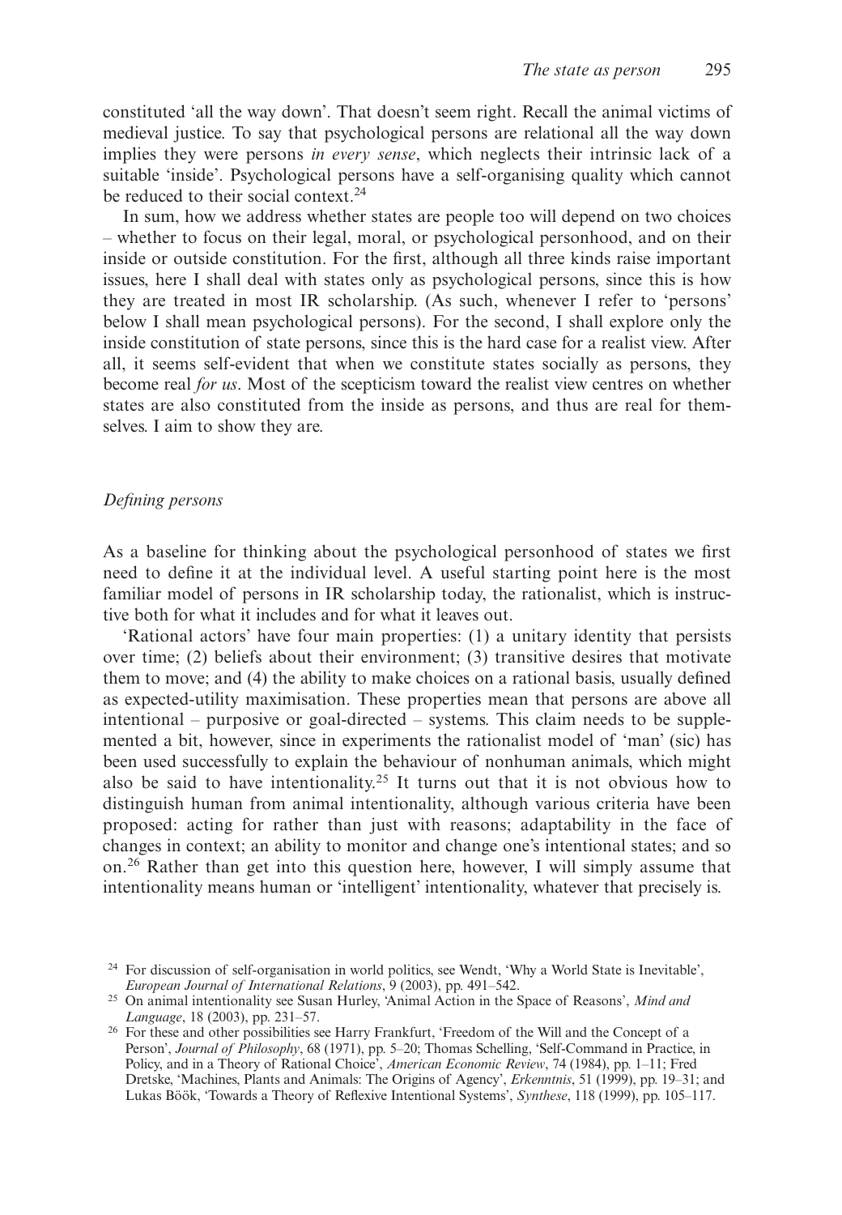constituted 'all the way down'. That doesn't seem right. Recall the animal victims of medieval justice. To say that psychological persons are relational all the way down implies they were persons *in every sense*, which neglects their intrinsic lack of a suitable 'inside'. Psychological persons have a self-organising quality which cannot be reduced to their social context.[24]

In sum, how we address whether states are people too will depend on two choices – whether to focus on their legal, moral, or psychological personhood, and on their inside or outside constitution. For the first, although all three kinds raise important issues, here I shall deal with states only as psychological persons, since this is how they are treated in most IR scholarship. (As such, whenever I refer to 'persons' below I shall mean psychological persons). For the second, I shall explore only the inside constitution of state persons, since this is the hard case for a realist view. After all, it seems self-evident that when we constitute states socially as persons, they become real *for us*. Most of the scepticism toward the realist view centres on whether states are also constituted from the inside as persons, and thus are real for themselves. I aim to show they are.

### *Defining persons*

As a baseline for thinking about the psychological personhood of states we first need to define it at the individual level. A useful starting point here is the most familiar model of persons in IR scholarship today, the rationalist, which is instructive both for what it includes and for what it leaves out.

'Rational actors' have four main properties: (1) a unitary identity that persists over time; (2) beliefs about their environment; (3) transitive desires that motivate them to move; and (4) the ability to make choices on a rational basis, usually defined as expected-utility maximisation. These properties mean that persons are above all intentional – purposive or goal-directed – systems. This claim needs to be supplemented a bit, however, since in experiments the rationalist model of 'man' (sic) has been used successfully to explain the behaviour of nonhuman animals, which might also be said to have intentionality.[25] It turns out that it is not obvious how to distinguish human from animal intentionality, although various criteria have been proposed: acting for rather than just with reasons; adaptability in the face of changes in context; an ability to monitor and change one's intentional states; and so on.[26] Rather than get into this question here, however, I will simply assume that intentionality means human or 'intelligent' intentionality, whatever that precisely is.

[24] For discussion of self-organisation in world politics, see Wendt, 'Why a World State is Inevitable', *European Journal of International Relations*, 9 (2003), pp. 491–542.

[25] On animal intentionality see Susan Hurley, 'Animal Action in the Space of Reasons', *Mind and Language*, 18 (2003), pp. 231–57.

[26] For these and other possibilities see Harry Frankfurt, 'Freedom of the Will and the Concept of a Person', *Journal of Philosophy*, 68 (1971), pp. 5–20; Thomas Schelling, 'Self-Command in Practice, in Policy, and in a Theory of Rational Choice', *American Economic Review*, 74 (1984), pp. 1–11; Fred Dretske, 'Machines, Plants and Animals: The Origins of Agency', *Erkenntnis*, 51 (1999), pp. 19–31; and Lukas Böök, 'Towards a Theory of Reflexive Intentional Systems', *Synthese*, 118 (1999), pp. 105–117.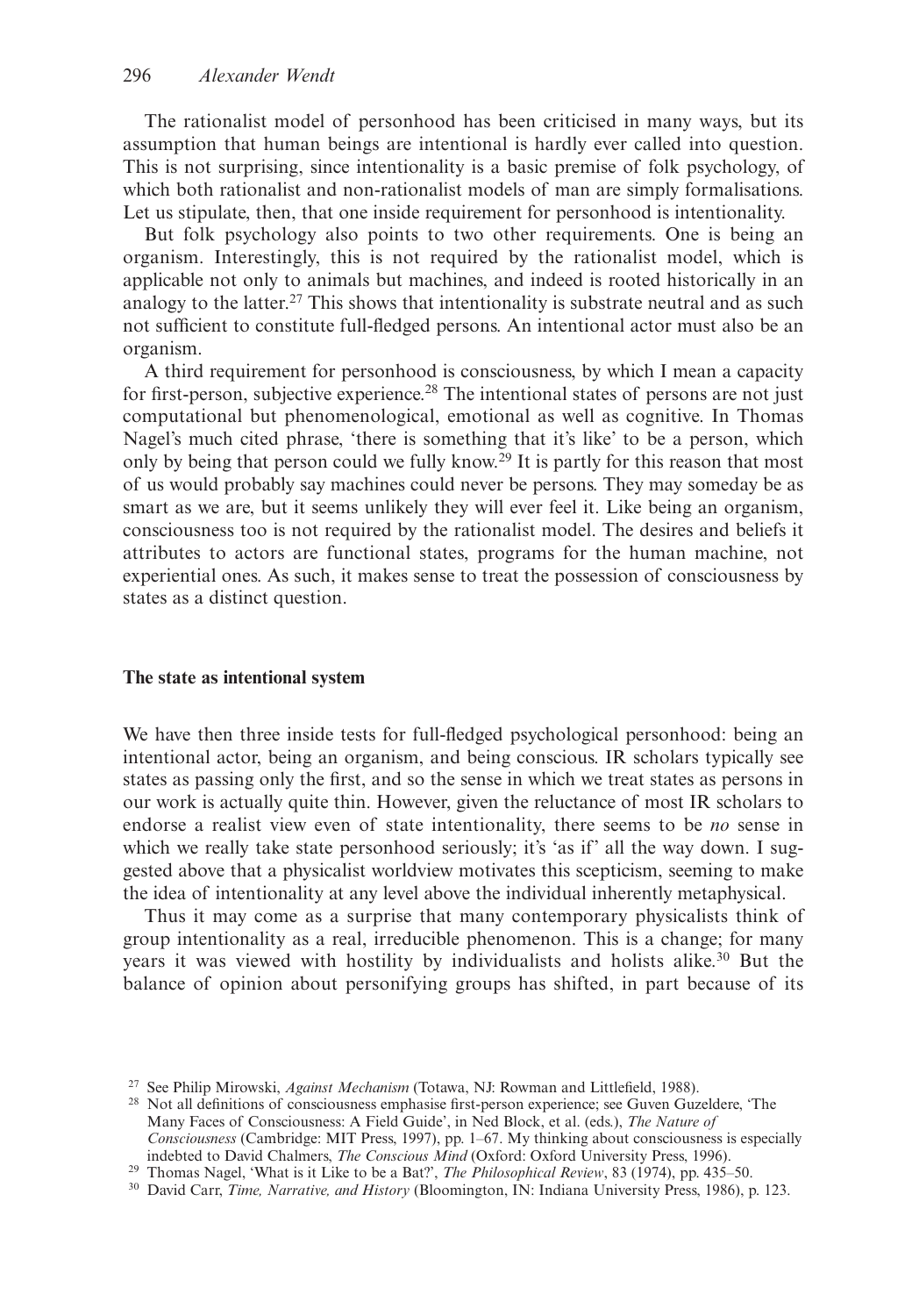The rationalist model of personhood has been criticised in many ways, but its assumption that human beings are intentional is hardly ever called into question. This is not surprising, since intentionality is a basic premise of folk psychology, of which both rationalist and non-rationalist models of man are simply formalisations. Let us stipulate, then, that one inside requirement for personhood is intentionality.

But folk psychology also points to two other requirements. One is being an organism. Interestingly, this is not required by the rationalist model, which is applicable not only to animals but machines, and indeed is rooted historically in an analogy to the latter.[27] This shows that intentionality is substrate neutral and as such not sufficient to constitute full-fledged persons. An intentional actor must also be an organism.

A third requirement for personhood is consciousness, by which I mean a capacity for first-person, subjective experience.[28] The intentional states of persons are not just computational but phenomenological, emotional as well as cognitive. In Thomas Nagel's much cited phrase, 'there is something that it's like' to be a person, which only by being that person could we fully know.[29] It is partly for this reason that most of us would probably say machines could never be persons. They may someday be as smart as we are, but it seems unlikely they will ever feel it. Like being an organism, consciousness too is not required by the rationalist model. The desires and beliefs it attributes to actors are functional states, programs for the human machine, not experiential ones. As such, it makes sense to treat the possession of consciousness by states as a distinct question.

## The state as intentional system

We have then three inside tests for full-fledged psychological personhood: being an intentional actor, being an organism, and being conscious. IR scholars typically see states as passing only the first, and so the sense in which we treat states as persons in our work is actually quite thin. However, given the reluctance of most IR scholars to endorse a realist view even of state intentionality, there seems to be *no* sense in which we really take state personhood seriously; it's 'as if' all the way down. I suggested above that a physicalist worldview motivates this scepticism, seeming to make the idea of intentionality at any level above the individual inherently metaphysical.

Thus it may come as a surprise that many contemporary physicalists think of group intentionality as a real, irreducible phenomenon. This is a change; for many years it was viewed with hostility by individualists and holists alike.[30] But the balance of opinion about personifying groups has shifted, in part because of its

[27] See Philip Mirowski, *Against Mechanism* (Totawa, NJ: Rowman and Littlefield, 1988).

[28] Not all definitions of consciousness emphasise first-person experience; see Guven Guzeldere, 'The Many Faces of Consciousness: A Field Guide', in Ned Block, et al. (eds.), *The Nature of Consciousness* (Cambridge: MIT Press, 1997), pp. 1–67. My thinking about consciousness is especially indebted to David Chalmers, *The Conscious Mind* (Oxford: Oxford University Press, 1996).

[29] Thomas Nagel, 'What is it Like to be a Bat?', *The Philosophical Review*, 83 (1974), pp. 435–50.

[30] David Carr, *Time, Narrative, and History* (Bloomington, IN: Indiana University Press, 1986), p. 123.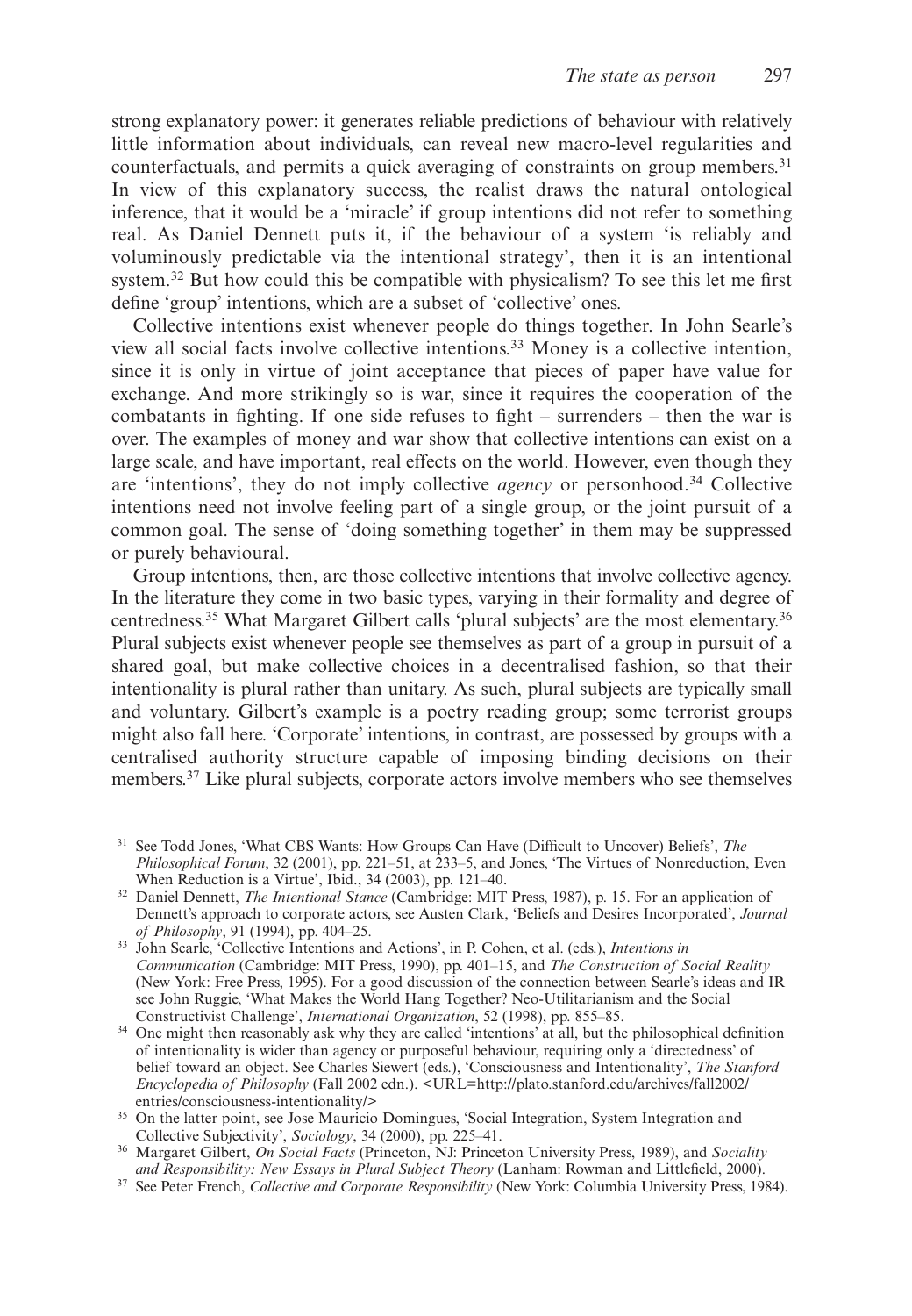strong explanatory power: it generates reliable predictions of behaviour with relatively little information about individuals, can reveal new macro-level regularities and counterfactuals, and permits a quick averaging of constraints on group members.[31] In view of this explanatory success, the realist draws the natural ontological inference, that it would be a 'miracle' if group intentions did not refer to something real. As Daniel Dennett puts it, if the behaviour of a system 'is reliably and voluminously predictable via the intentional strategy', then it is an intentional system.[32] But how could this be compatible with physicalism? To see this let me first define 'group' intentions, which are a subset of 'collective' ones.

Collective intentions exist whenever people do things together. In John Searle's view all social facts involve collective intentions.[33] Money is a collective intention, since it is only in virtue of joint acceptance that pieces of paper have value for exchange. And more strikingly so is war, since it requires the cooperation of the combatants in fighting. If one side refuses to fight – surrenders – then the war is over. The examples of money and war show that collective intentions can exist on a large scale, and have important, real effects on the world. However, even though they are 'intentions', they do not imply collective *agency* or personhood.[34] Collective intentions need not involve feeling part of a single group, or the joint pursuit of a common goal. The sense of 'doing something together' in them may be suppressed or purely behavioural.

Group intentions, then, are those collective intentions that involve collective agency. In the literature they come in two basic types, varying in their formality and degree of centredness.[35] What Margaret Gilbert calls 'plural subjects' are the most elementary.[36] Plural subjects exist whenever people see themselves as part of a group in pursuit of a shared goal, but make collective choices in a decentralised fashion, so that their intentionality is plural rather than unitary. As such, plural subjects are typically small and voluntary. Gilbert's example is a poetry reading group; some terrorist groups might also fall here. 'Corporate' intentions, in contrast, are possessed by groups with a centralised authority structure capable of imposing binding decisions on their members.[37] Like plural subjects, corporate actors involve members who see themselves

[31] See Todd Jones, 'What CBS Wants: How Groups Can Have (Difficult to Uncover) Beliefs', *The Philosophical Forum*, 32 (2001), pp. 221–51, at 233–5, and Jones, 'The Virtues of Nonreduction, Even When Reduction is a Virtue', Ibid., 34 (2003), pp. 121–40.

[32] Daniel Dennett, *The Intentional Stance* (Cambridge: MIT Press, 1987), p. 15. For an application of Dennett's approach to corporate actors, see Austen Clark, 'Beliefs and Desires Incorporated', *Journal of Philosophy*, 91 (1994), pp. 404–25.

[33] John Searle, 'Collective Intentions and Actions', in P. Cohen, et al. (eds.), *Intentions in Communication* (Cambridge: MIT Press, 1990), pp. 401–15, and *The Construction of Social Reality* (New York: Free Press, 1995). For a good discussion of the connection between Searle's ideas and IR see John Ruggie, 'What Makes the World Hang Together? Neo-Utilitarianism and the Social Constructivist Challenge', *International Organization*, 52 (1998), pp. 855–85.

[34] One might then reasonably ask why they are called 'intentions' at all, but the philosophical definition of intentionality is wider than agency or purposeful behaviour, requiring only a 'directedness' of belief toward an object. See Charles Siewert (eds.), 'Consciousness and Intentionality', *The Stanford Encyclopedia of Philosophy* (Fall 2002 edn.). <URL=http://plato.stanford.edu/archives/fall2002/entries/consciousness-intentionality/>

[35] On the latter point, see Jose Mauricio Domingues, 'Social Integration, System Integration and Collective Subjectivity', *Sociology*, 34 (2000), pp. 225–41.

[36] Margaret Gilbert, *On Social Facts* (Princeton, NJ: Princeton University Press, 1989), and *Sociality and Responsibility: New Essays in Plural Subject Theory* (Lanham: Rowman and Littlefield, 2000).

[37] See Peter French, *Collective and Corporate Responsibility* (New York: Columbia University Press, 1984).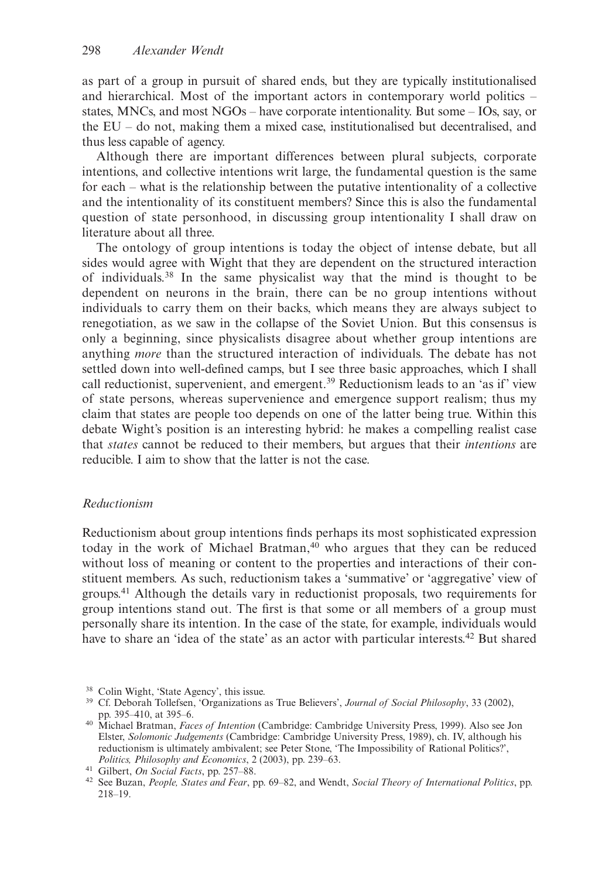as part of a group in pursuit of shared ends, but they are typically institutionalised and hierarchical. Most of the important actors in contemporary world politics – states, MNCs, and most NGOs – have corporate intentionality. But some – IOs, say, or the EU – do not, making them a mixed case, institutionalised but decentralised, and thus less capable of agency.

Although there are important differences between plural subjects, corporate intentions, and collective intentions writ large, the fundamental question is the same for each – what is the relationship between the putative intentionality of a collective and the intentionality of its constituent members? Since this is also the fundamental question of state personhood, in discussing group intentionality I shall draw on literature about all three.

The ontology of group intentions is today the object of intense debate, but all sides would agree with Wight that they are dependent on the structured interaction of individuals.[38] In the same physicalist way that the mind is thought to be dependent on neurons in the brain, there can be no group intentions without individuals to carry them on their backs, which means they are always subject to renegotiation, as we saw in the collapse of the Soviet Union. But this consensus is only a beginning, since physicalists disagree about whether group intentions are anything *more* than the structured interaction of individuals. The debate has not settled down into well-defined camps, but I see three basic approaches, which I shall call reductionist, supervenient, and emergent.[39] Reductionism leads to an 'as if' view of state persons, whereas supervenience and emergence support realism; thus my claim that states are people too depends on one of the latter being true. Within this debate Wight's position is an interesting hybrid: he makes a compelling realist case that *states* cannot be reduced to their members, but argues that their *intentions* are reducible. I aim to show that the latter is not the case.

### *Reductionism*

Reductionism about group intentions finds perhaps its most sophisticated expression today in the work of Michael Bratman,[40] who argues that they can be reduced without loss of meaning or content to the properties and interactions of their constituent members. As such, reductionism takes a 'summative' or 'aggregative' view of groups.[41] Although the details vary in reductionist proposals, two requirements for group intentions stand out. The first is that some or all members of a group must personally share its intention. In the case of the state, for example, individuals would have to share an 'idea of the state' as an actor with particular interests.[42] But shared

---

[38] Colin Wight, 'State Agency', this issue.

[39] Cf. Deborah Tollefsen, 'Organizations as True Believers', *Journal of Social Philosophy*, 33 (2002), pp. 395–410, at 395–6.

[40] Michael Bratman, *Faces of Intention* (Cambridge: Cambridge University Press, 1999). Also see Jon Elster, *Solomonic Judgements* (Cambridge: Cambridge University Press, 1989), ch. IV, although his reductionism is ultimately ambivalent; see Peter Stone, 'The Impossibility of Rational Politics?', *Politics, Philosophy and Economics*, 2 (2003), pp. 239–63.

[41] Gilbert, *On Social Facts*, pp. 257–88.

[42] See Buzan, *People, States and Fear*, pp. 69–82, and Wendt, *Social Theory of International Politics*, pp. 218–19.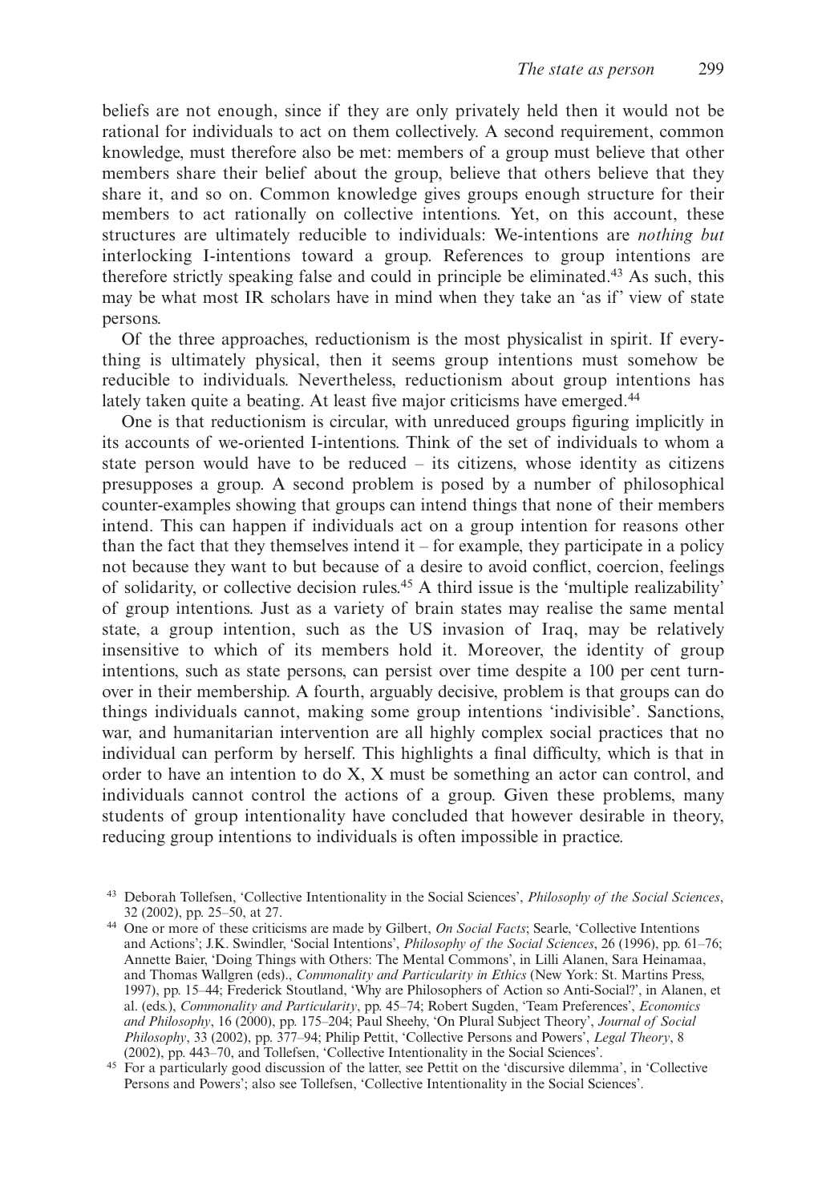beliefs are not enough, since if they are only privately held then it would not be rational for individuals to act on them collectively. A second requirement, common knowledge, must therefore also be met: members of a group must believe that other members share their belief about the group, believe that others believe that they share it, and so on. Common knowledge gives groups enough structure for their members to act rationally on collective intentions. Yet, on this account, these structures are ultimately reducible to individuals: We-intentions are *nothing but* interlocking I-intentions toward a group. References to group intentions are therefore strictly speaking false and could in principle be eliminated.[43] As such, this may be what most IR scholars have in mind when they take an 'as if' view of state persons.

Of the three approaches, reductionism is the most physicalist in spirit. If everything is ultimately physical, then it seems group intentions must somehow be reducible to individuals. Nevertheless, reductionism about group intentions has lately taken quite a beating. At least five major criticisms have emerged.[44]

One is that reductionism is circular, with unreduced groups figuring implicitly in its accounts of we-oriented I-intentions. Think of the set of individuals to whom a state person would have to be reduced – its citizens, whose identity as citizens presupposes a group. A second problem is posed by a number of philosophical counter-examples showing that groups can intend things that none of their members intend. This can happen if individuals act on a group intention for reasons other than the fact that they themselves intend it – for example, they participate in a policy not because they want to but because of a desire to avoid conflict, coercion, feelings of solidarity, or collective decision rules.[45] A third issue is the 'multiple realizability' of group intentions. Just as a variety of brain states may realise the same mental state, a group intention, such as the US invasion of Iraq, may be relatively insensitive to which of its members hold it. Moreover, the identity of group intentions, such as state persons, can persist over time despite a 100 per cent turnover in their membership. A fourth, arguably decisive, problem is that groups can do things individuals cannot, making some group intentions 'indivisible'. Sanctions, war, and humanitarian intervention are all highly complex social practices that no individual can perform by herself. This highlights a final difficulty, which is that in order to have an intention to do X, X must be something an actor can control, and individuals cannot control the actions of a group. Given these problems, many students of group intentionality have concluded that however desirable in theory, reducing group intentions to individuals is often impossible in practice.

[43] Deborah Tollefsen, 'Collective Intentionality in the Social Sciences', *Philosophy of the Social Sciences*, 32 (2002), pp. 25–50, at 27.

[44] One or more of these criticisms are made by Gilbert, *On Social Facts*; Searle, 'Collective Intentions and Actions'; J.K. Swindler, 'Social Intentions', *Philosophy of the Social Sciences*, 26 (1996), pp. 61–76; Annette Baier, 'Doing Things with Others: The Mental Commons', in Lilli Alanen, Sara Heinamaa, and Thomas Wallgren (eds)., *Commonality and Particularity in Ethics* (New York: St. Martins Press, 1997), pp. 15–44; Frederick Stoutland, 'Why are Philosophers of Action so Anti-Social?', in Alanen, et al. (eds.), *Commonality and Particularity*, pp. 45–74; Robert Sugden, 'Team Preferences', *Economics and Philosophy*, 16 (2000), pp. 175–204; Paul Sheehy, 'On Plural Subject Theory', *Journal of Social Philosophy*, 33 (2002), pp. 377–94; Philip Pettit, 'Collective Persons and Powers', *Legal Theory*, 8 (2002), pp. 443–70, and Tollefsen, 'Collective Intentionality in the Social Sciences'.

[45] For a particularly good discussion of the latter, see Pettit on the 'discursive dilemma', in 'Collective Persons and Powers'; also see Tollefsen, 'Collective Intentionality in the Social Sciences'.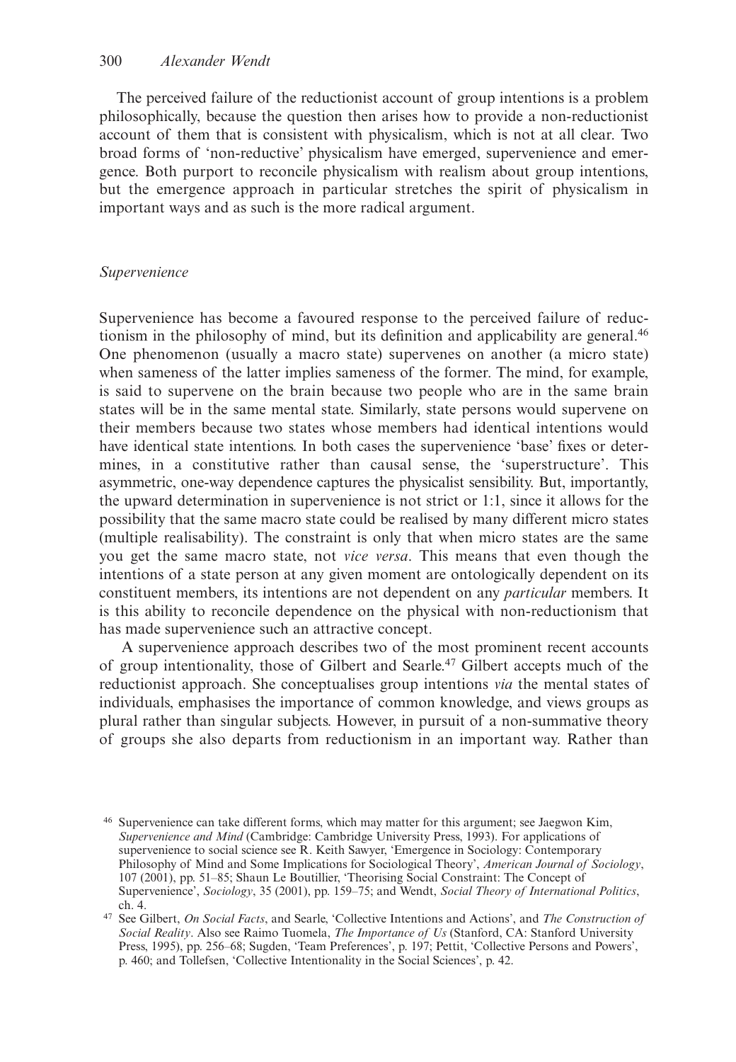The perceived failure of the reductionist account of group intentions is a problem philosophically, because the question then arises how to provide a non-reductionist account of them that is consistent with physicalism, which is not at all clear. Two broad forms of 'non-reductive' physicalism have emerged, supervenience and emergence. Both purport to reconcile physicalism with realism about group intentions, but the emergence approach in particular stretches the spirit of physicalism in important ways and as such is the more radical argument.

### *Supervenience*

Supervenience has become a favoured response to the perceived failure of reductionism in the philosophy of mind, but its definition and applicability are general.[46] One phenomenon (usually a macro state) supervenes on another (a micro state) when sameness of the latter implies sameness of the former. The mind, for example, is said to supervene on the brain because two people who are in the same brain states will be in the same mental state. Similarly, state persons would supervene on their members because two states whose members had identical intentions would have identical state intentions. In both cases the supervenience 'base' fixes or determines, in a constitutive rather than causal sense, the 'superstructure'. This asymmetric, one-way dependence captures the physicalist sensibility. But, importantly, the upward determination in supervenience is not strict or 1:1, since it allows for the possibility that the same macro state could be realised by many different micro states (multiple realisability). The constraint is only that when micro states are the same you get the same macro state, not *vice versa*. This means that even though the intentions of a state person at any given moment are ontologically dependent on its constituent members, its intentions are not dependent on any *particular* members. It is this ability to reconcile dependence on the physical with non-reductionism that has made supervenience such an attractive concept.

A supervenience approach describes two of the most prominent recent accounts of group intentionality, those of Gilbert and Searle.[47] Gilbert accepts much of the reductionist approach. She conceptualises group intentions *via* the mental states of individuals, emphasises the importance of common knowledge, and views groups as plural rather than singular subjects. However, in pursuit of a non-summative theory of groups she also departs from reductionism in an important way. Rather than

[46] Supervenience can take different forms, which may matter for this argument; see Jaegwon Kim, *Supervenience and Mind* (Cambridge: Cambridge University Press, 1993). For applications of supervenience to social science see R. Keith Sawyer, 'Emergence in Sociology: Contemporary Philosophy of Mind and Some Implications for Sociological Theory', *American Journal of Sociology*, 107 (2001), pp. 51–85; Shaun Le Boutillier, 'Theorising Social Constraint: The Concept of Supervenience', *Sociology*, 35 (2001), pp. 159–75; and Wendt, *Social Theory of International Politics*, ch. 4.

[47] See Gilbert, *On Social Facts*, and Searle, 'Collective Intentions and Actions', and *The Construction of Social Reality*. Also see Raimo Tuomela, *The Importance of Us* (Stanford, CA: Stanford University Press, 1995), pp. 256–68; Sugden, 'Team Preferences', p. 197; Pettit, 'Collective Persons and Powers', p. 460; and Tollefsen, 'Collective Intentionality in the Social Sciences', p. 42.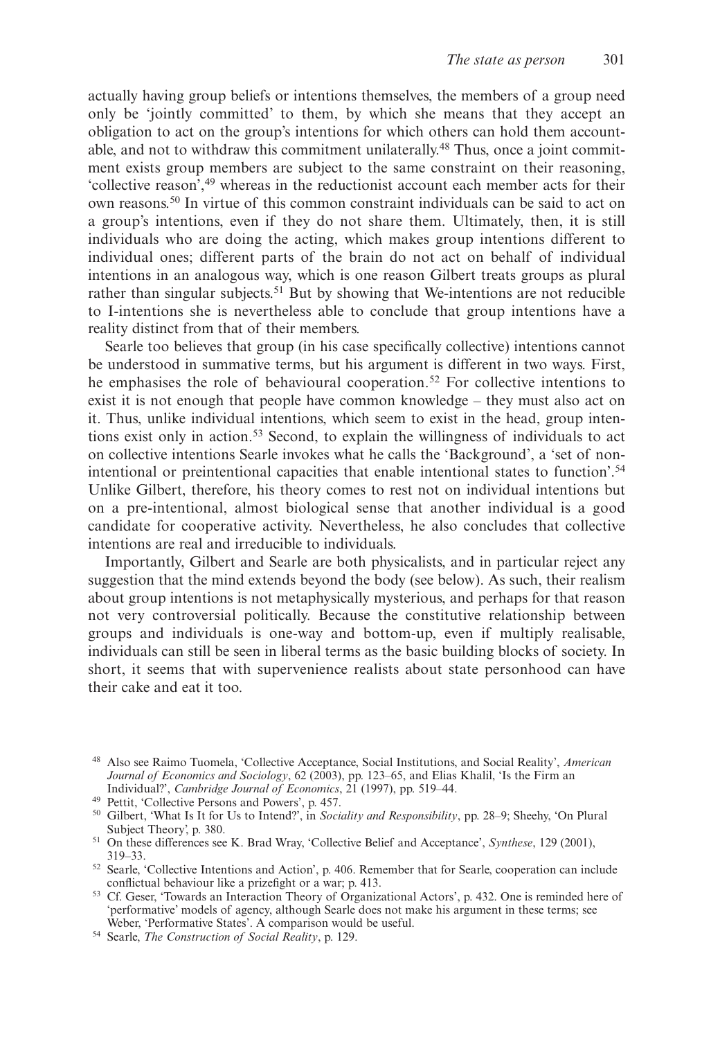actually having group beliefs or intentions themselves, the members of a group need only be 'jointly committed' to them, by which she means that they accept an obligation to act on the group's intentions for which others can hold them accountable, and not to withdraw this commitment unilaterally.[48] Thus, once a joint commitment exists group members are subject to the same constraint on their reasoning, 'collective reason',[49] whereas in the reductionist account each member acts for their own reasons.[50] In virtue of this common constraint individuals can be said to act on a group's intentions, even if they do not share them. Ultimately, then, it is still individuals who are doing the acting, which makes group intentions different to individual ones; different parts of the brain do not act on behalf of individual intentions in an analogous way, which is one reason Gilbert treats groups as plural rather than singular subjects.[51] But by showing that We-intentions are not reducible to I-intentions she is nevertheless able to conclude that group intentions have a reality distinct from that of their members.

Searle too believes that group (in his case specifically collective) intentions cannot be understood in summative terms, but his argument is different in two ways. First, he emphasises the role of behavioural cooperation.[52] For collective intentions to exist it is not enough that people have common knowledge – they must also act on it. Thus, unlike individual intentions, which seem to exist in the head, group intentions exist only in action.[53] Second, to explain the willingness of individuals to act on collective intentions Searle invokes what he calls the 'Background', a 'set of non-intentional or preintentional capacities that enable intentional states to function'.[54] Unlike Gilbert, therefore, his theory comes to rest not on individual intentions but on a pre-intentional, almost biological sense that another individual is a good candidate for cooperative activity. Nevertheless, he also concludes that collective intentions are real and irreducible to individuals.

Importantly, Gilbert and Searle are both physicalists, and in particular reject any suggestion that the mind extends beyond the body (see below). As such, their realism about group intentions is not metaphysically mysterious, and perhaps for that reason not very controversial politically. Because the constitutive relationship between groups and individuals is one-way and bottom-up, even if multiply realisable, individuals can still be seen in liberal terms as the basic building blocks of society. In short, it seems that with supervenience realists about state personhood can have their cake and eat it too.

[48] Also see Raimo Tuomela, 'Collective Acceptance, Social Institutions, and Social Reality', *American Journal of Economics and Sociology*, 62 (2003), pp. 123–65, and Elias Khalil, 'Is the Firm an Individual?', *Cambridge Journal of Economics*, 21 (1997), pp. 519–44.

[49] Pettit, 'Collective Persons and Powers', p. 457.

[50] Gilbert, 'What Is It for Us to Intend?', in *Sociality and Responsibility*, pp. 28–9; Sheehy, 'On Plural Subject Theory', p. 380.

[51] On these differences see K. Brad Wray, 'Collective Belief and Acceptance', *Synthese*, 129 (2001), 319–33.

[52] Searle, 'Collective Intentions and Action', p. 406. Remember that for Searle, cooperation can include conflictual behaviour like a prizefight or a war; p. 413.

[53] Cf. Geser, 'Towards an Interaction Theory of Organizational Actors', p. 432. One is reminded here of 'performative' models of agency, although Searle does not make his argument in these terms; see Weber, 'Performative States'. A comparison would be useful.

[54] Searle, *The Construction of Social Reality*, p. 129.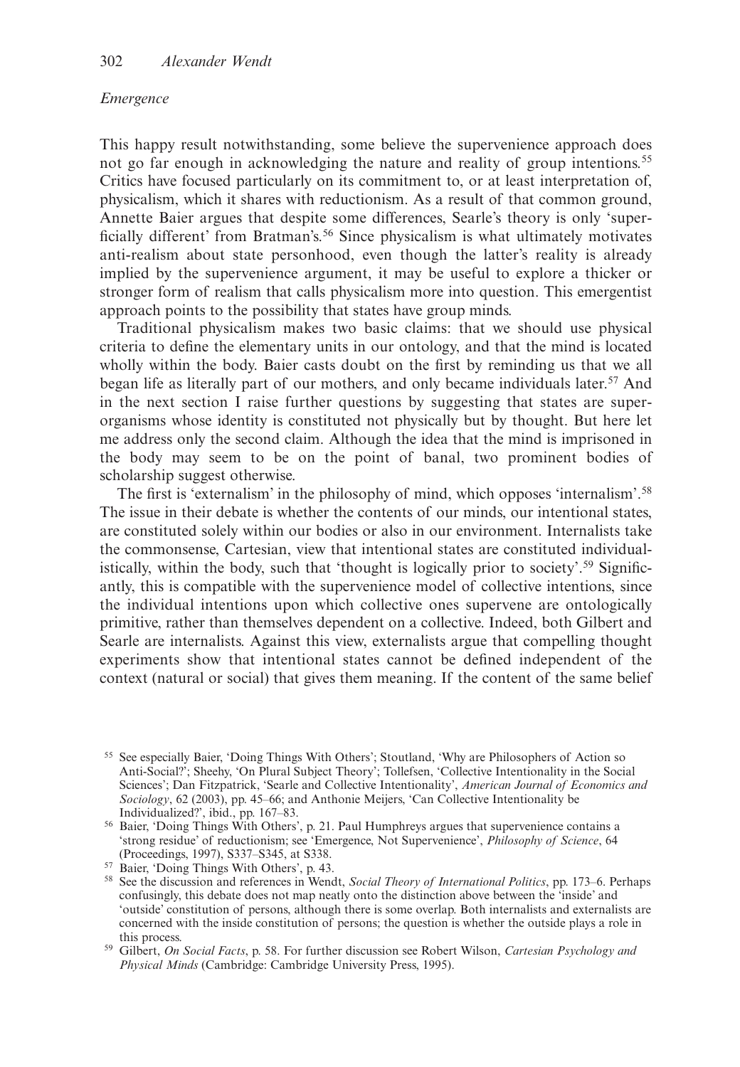*Emergence*

This happy result notwithstanding, some believe the supervenience approach does not go far enough in acknowledging the nature and reality of group intentions.[55] Critics have focused particularly on its commitment to, or at least interpretation of, physicalism, which it shares with reductionism. As a result of that common ground, Annette Baier argues that despite some differences, Searle's theory is only 'superficially different' from Bratman's.[56] Since physicalism is what ultimately motivates anti-realism about state personhood, even though the latter's reality is already implied by the supervenience argument, it may be useful to explore a thicker or stronger form of realism that calls physicalism more into question. This emergentist approach points to the possibility that states have group minds.

Traditional physicalism makes two basic claims: that we should use physical criteria to define the elementary units in our ontology, and that the mind is located wholly within the body. Baier casts doubt on the first by reminding us that we all began life as literally part of our mothers, and only became individuals later.[57] And in the next section I raise further questions by suggesting that states are super-organisms whose identity is constituted not physically but by thought. But here let me address only the second claim. Although the idea that the mind is imprisoned in the body may seem to be on the point of banal, two prominent bodies of scholarship suggest otherwise.

The first is 'externalism' in the philosophy of mind, which opposes 'internalism'.[58] The issue in their debate is whether the contents of our minds, our intentional states, are constituted solely within our bodies or also in our environment. Internalists take the commonsense, Cartesian, view that intentional states are constituted individualistically, within the body, such that 'thought is logically prior to society'.[59] Significantly, this is compatible with the supervenience model of collective intentions, since the individual intentions upon which collective ones supervene are ontologically primitive, rather than themselves dependent on a collective. Indeed, both Gilbert and Searle are internalists. Against this view, externalists argue that compelling thought experiments show that intentional states cannot be defined independent of the context (natural or social) that gives them meaning. If the content of the same belief

---

[55] See especially Baier, 'Doing Things With Others'; Stoutland, 'Why are Philosophers of Action so Anti-Social?'; Sheehy, 'On Plural Subject Theory'; Tollefsen, 'Collective Intentionality in the Social Sciences'; Dan Fitzpatrick, 'Searle and Collective Intentionality', *American Journal of Economics and Sociology*, 62 (2003), pp. 45–66; and Anthonie Meijers, 'Can Collective Intentionality be Individualized?', ibid., pp. 167–83.

[56] Baier, 'Doing Things With Others', p. 21. Paul Humphreys argues that supervenience contains a 'strong residue' of reductionism; see 'Emergence, Not Supervenience', *Philosophy of Science*, 64 (Proceedings, 1997), S337–S345, at S338.

[57] Baier, 'Doing Things With Others', p. 43.

[58] See the discussion and references in Wendt, *Social Theory of International Politics*, pp. 173–6. Perhaps confusingly, this debate does not map neatly onto the distinction above between the 'inside' and 'outside' constitution of persons, although there is some overlap. Both internalists and externalists are concerned with the inside constitution of persons; the question is whether the outside plays a role in this process.

[59] Gilbert, *On Social Facts*, p. 58. For further discussion see Robert Wilson, *Cartesian Psychology and Physical Minds* (Cambridge: Cambridge University Press, 1995).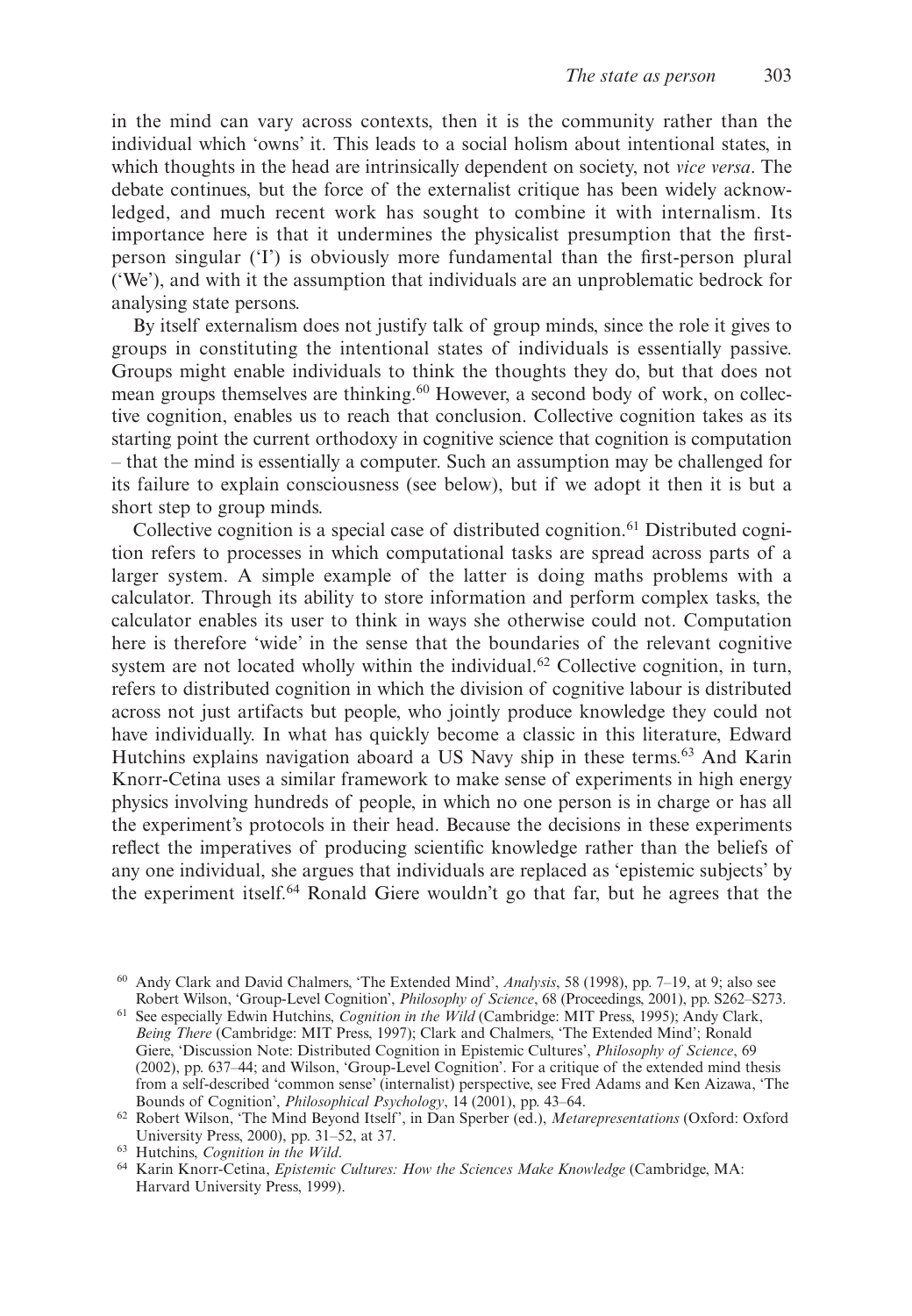in the mind can vary across contexts, then it is the community rather than the individual which 'owns' it. This leads to a social holism about intentional states, in which thoughts in the head are intrinsically dependent on society, not *vice versa*. The debate continues, but the force of the externalist critique has been widely acknowledged, and much recent work has sought to combine it with internalism. Its importance here is that it undermines the physicalist presumption that the first-person singular ('I') is obviously more fundamental than the first-person plural ('We'), and with it the assumption that individuals are an unproblematic bedrock for analysing state persons.

By itself externalism does not justify talk of group minds, since the role it gives to groups in constituting the intentional states of individuals is essentially passive. Groups might enable individuals to think the thoughts they do, but that does not mean groups themselves are thinking.[60] However, a second body of work, on collective cognition, enables us to reach that conclusion. Collective cognition takes as its starting point the current orthodoxy in cognitive science that cognition is computation – that the mind is essentially a computer. Such an assumption may be challenged for its failure to explain consciousness (see below), but if we adopt it then it is but a short step to group minds.

Collective cognition is a special case of distributed cognition.[61] Distributed cognition refers to processes in which computational tasks are spread across parts of a larger system. A simple example of the latter is doing maths problems with a calculator. Through its ability to store information and perform complex tasks, the calculator enables its user to think in ways she otherwise could not. Computation here is therefore 'wide' in the sense that the boundaries of the relevant cognitive system are not located wholly within the individual.[62] Collective cognition, in turn, refers to distributed cognition in which the division of cognitive labour is distributed across not just artifacts but people, who jointly produce knowledge they could not have individually. In what has quickly become a classic in this literature, Edward Hutchins explains navigation aboard a US Navy ship in these terms.[63] And Karin Knorr-Cetina uses a similar framework to make sense of experiments in high energy physics involving hundreds of people, in which no one person is in charge or has all the experiment's protocols in their head. Because the decisions in these experiments reflect the imperatives of producing scientific knowledge rather than the beliefs of any one individual, she argues that individuals are replaced as 'epistemic subjects' by the experiment itself.[64] Ronald Giere wouldn't go that far, but he agrees that the

[60] Andy Clark and David Chalmers, 'The Extended Mind', *Analysis*, 58 (1998), pp. 7–19, at 9; also see Robert Wilson, 'Group-Level Cognition', *Philosophy of Science*, 68 (Proceedings, 2001), pp. S262–S273.

[61] See especially Edwin Hutchins, *Cognition in the Wild* (Cambridge: MIT Press, 1995); Andy Clark, *Being There* (Cambridge: MIT Press, 1997); Clark and Chalmers, 'The Extended Mind'; Ronald Giere, 'Discussion Note: Distributed Cognition in Epistemic Cultures', *Philosophy of Science*, 69 (2002), pp. 637–44; and Wilson, 'Group-Level Cognition'. For a critique of the extended mind thesis from a self-described 'common sense' (internalist) perspective, see Fred Adams and Ken Aizawa, 'The Bounds of Cognition', *Philosophical Psychology*, 14 (2001), pp. 43–64.

[62] Robert Wilson, 'The Mind Beyond Itself', in Dan Sperber (ed.), *Metarepresentations* (Oxford: Oxford University Press, 2000), pp. 31–52, at 37.

[63] Hutchins, *Cognition in the Wild*.

[64] Karin Knorr-Cetina, *Epistemic Cultures: How the Sciences Make Knowledge* (Cambridge, MA: Harvard University Press, 1999).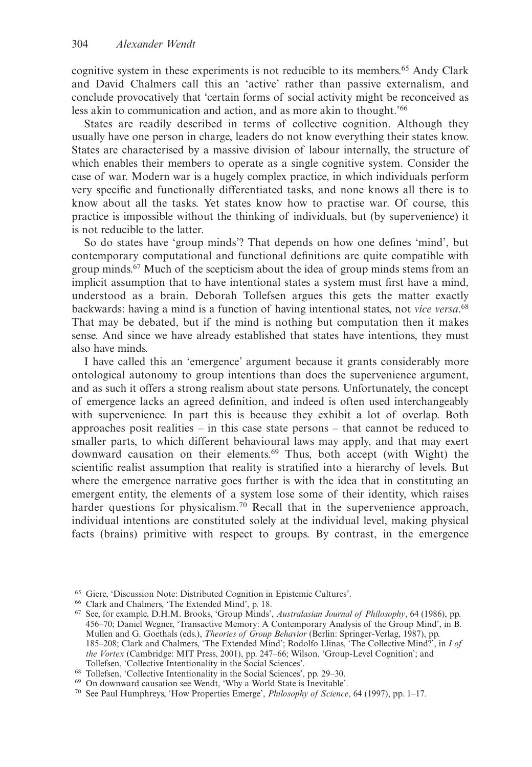cognitive system in these experiments is not reducible to its members.[65] Andy Clark and David Chalmers call this an 'active' rather than passive externalism, and conclude provocatively that 'certain forms of social activity might be reconceived as less akin to communication and action, and as more akin to thought.'[66]

States are readily described in terms of collective cognition. Although they usually have one person in charge, leaders do not know everything their states know. States are characterised by a massive division of labour internally, the structure of which enables their members to operate as a single cognitive system. Consider the case of war. Modern war is a hugely complex practice, in which individuals perform very specific and functionally differentiated tasks, and none knows all there is to know about all the tasks. Yet states know how to practise war. Of course, this practice is impossible without the thinking of individuals, but (by supervenience) it is not reducible to the latter.

So do states have 'group minds'? That depends on how one defines 'mind', but contemporary computational and functional definitions are quite compatible with group minds.[67] Much of the scepticism about the idea of group minds stems from an implicit assumption that to have intentional states a system must first have a mind, understood as a brain. Deborah Tollefsen argues this gets the matter exactly backwards: having a mind is a function of having intentional states, not *vice versa*.[68] That may be debated, but if the mind is nothing but computation then it makes sense. And since we have already established that states have intentions, they must also have minds.

I have called this an 'emergence' argument because it grants considerably more ontological autonomy to group intentions than does the supervenience argument, and as such it offers a strong realism about state persons. Unfortunately, the concept of emergence lacks an agreed definition, and indeed is often used interchangeably with supervenience. In part this is because they exhibit a lot of overlap. Both approaches posit realities – in this case state persons – that cannot be reduced to smaller parts, to which different behavioural laws may apply, and that may exert downward causation on their elements.[69] Thus, both accept (with Wight) the scientific realist assumption that reality is stratified into a hierarchy of levels. But where the emergence narrative goes further is with the idea that in constituting an emergent entity, the elements of a system lose some of their identity, which raises harder questions for physicalism.[70] Recall that in the supervenience approach, individual intentions are constituted solely at the individual level, making physical facts (brains) primitive with respect to groups. By contrast, in the emergence

[65] Giere, 'Discussion Note: Distributed Cognition in Epistemic Cultures'.

[66] Clark and Chalmers, 'The Extended Mind', p. 18.

[67] See, for example, D.H.M. Brooks, 'Group Minds', *Australasian Journal of Philosophy*, 64 (1986), pp. 456–70; Daniel Wegner, 'Transactive Memory: A Contemporary Analysis of the Group Mind', in B. Mullen and G. Goethals (eds.), *Theories of Group Behavior* (Berlin: Springer-Verlag, 1987), pp. 185–208; Clark and Chalmers, 'The Extended Mind'; Rodolfo Llinas, 'The Collective Mind?', in *I of the Vortex* (Cambridge: MIT Press, 2001), pp. 247–66; Wilson, 'Group-Level Cognition'; and Tollefsen, 'Collective Intentionality in the Social Sciences'.

[68] Tollefsen, 'Collective Intentionality in the Social Sciences', pp. 29–30.

[69] On downward causation see Wendt, 'Why a World State is Inevitable'.

[70] See Paul Humphreys, 'How Properties Emerge', *Philosophy of Science*, 64 (1997), pp. 1–17.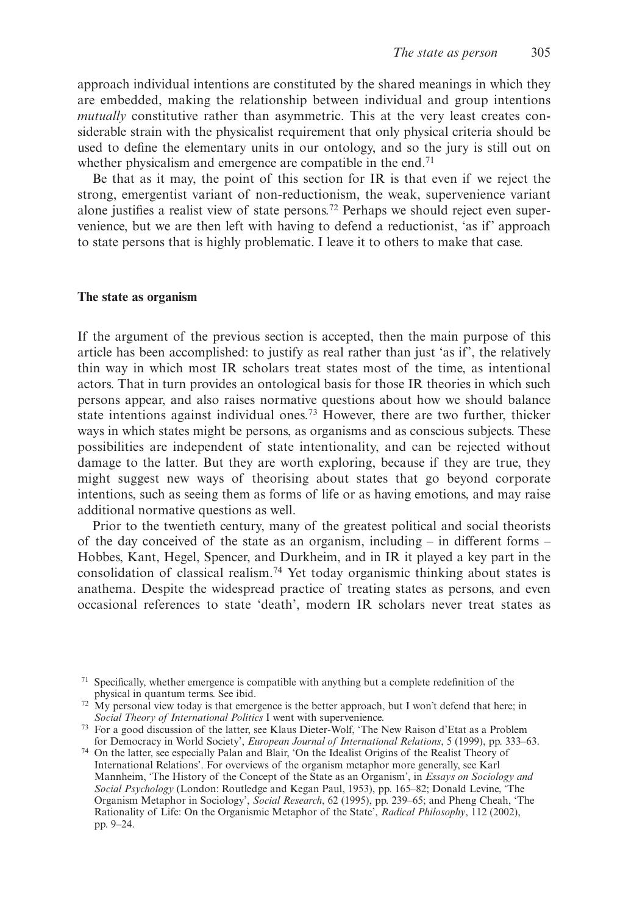approach individual intentions are constituted by the shared meanings in which they are embedded, making the relationship between individual and group intentions *mutually* constitutive rather than asymmetric. This at the very least creates considerable strain with the physicalist requirement that only physical criteria should be used to define the elementary units in our ontology, and so the jury is still out on whether physicalism and emergence are compatible in the end.[71]

Be that as it may, the point of this section for IR is that even if we reject the strong, emergentist variant of non-reductionism, the weak, supervenience variant alone justifies a realist view of state persons.[72] Perhaps we should reject even supervenience, but we are then left with having to defend a reductionist, 'as if' approach to state persons that is highly problematic. I leave it to others to make that case.

## The state as organism

If the argument of the previous section is accepted, then the main purpose of this article has been accomplished: to justify as real rather than just 'as if', the relatively thin way in which most IR scholars treat states most of the time, as intentional actors. That in turn provides an ontological basis for those IR theories in which such persons appear, and also raises normative questions about how we should balance state intentions against individual ones.[73] However, there are two further, thicker ways in which states might be persons, as organisms and as conscious subjects. These possibilities are independent of state intentionality, and can be rejected without damage to the latter. But they are worth exploring, because if they are true, they might suggest new ways of theorising about states that go beyond corporate intentions, such as seeing them as forms of life or as having emotions, and may raise additional normative questions as well.

Prior to the twentieth century, many of the greatest political and social theorists of the day conceived of the state as an organism, including – in different forms – Hobbes, Kant, Hegel, Spencer, and Durkheim, and in IR it played a key part in the consolidation of classical realism.[74] Yet today organismic thinking about states is anathema. Despite the widespread practice of treating states as persons, and even occasional references to state 'death', modern IR scholars never treat states as

---

[71] Specifically, whether emergence is compatible with anything but a complete redefinition of the physical in quantum terms. See ibid.

[72] My personal view today is that emergence is the better approach, but I won't defend that here; in *Social Theory of International Politics* I went with supervenience.

[73] For a good discussion of the latter, see Klaus Dieter-Wolf, 'The New Raison d'Etat as a Problem for Democracy in World Society', *European Journal of International Relations*, 5 (1999), pp. 333–63.

[74] On the latter, see especially Palan and Blair, 'On the Idealist Origins of the Realist Theory of International Relations'. For overviews of the organism metaphor more generally, see Karl Mannheim, 'The History of the Concept of the State as an Organism', in *Essays on Sociology and Social Psychology* (London: Routledge and Kegan Paul, 1953), pp. 165–82; Donald Levine, 'The Organism Metaphor in Sociology', *Social Research*, 62 (1995), pp. 239–65; and Pheng Cheah, 'The Rationality of Life: On the Organismic Metaphor of the State', *Radical Philosophy*, 112 (2002), pp. 9–24.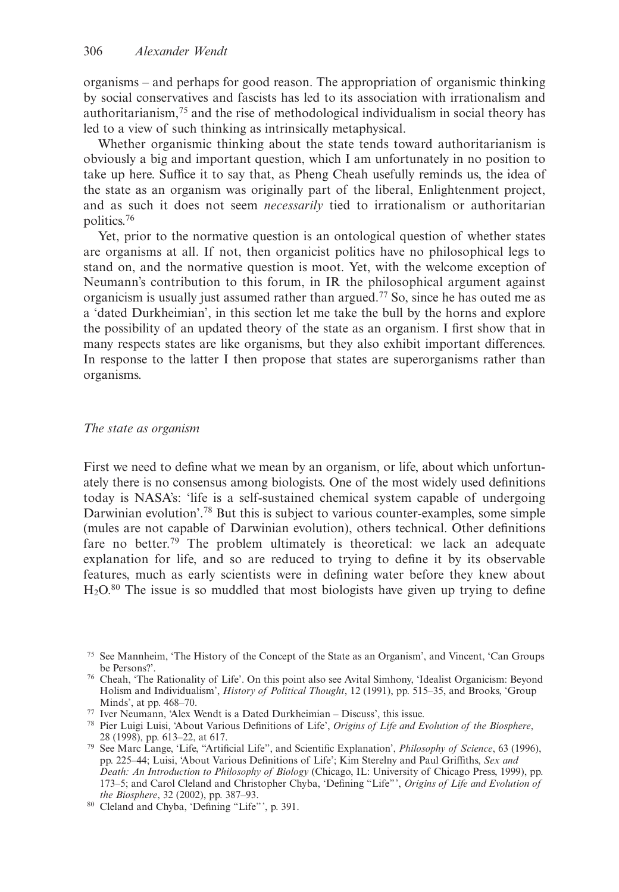organisms – and perhaps for good reason. The appropriation of organismic thinking by social conservatives and fascists has led to its association with irrationalism and authoritarianism,[75] and the rise of methodological individualism in social theory has led to a view of such thinking as intrinsically metaphysical.

Whether organismic thinking about the state tends toward authoritarianism is obviously a big and important question, which I am unfortunately in no position to take up here. Suffice it to say that, as Pheng Cheah usefully reminds us, the idea of the state as an organism was originally part of the liberal, Enlightenment project, and as such it does not seem *necessarily* tied to irrationalism or authoritarian politics.[76]

Yet, prior to the normative question is an ontological question of whether states are organisms at all. If not, then organicist politics have no philosophical legs to stand on, and the normative question is moot. Yet, with the welcome exception of Neumann's contribution to this forum, in IR the philosophical argument against organicism is usually just assumed rather than argued.[77] So, since he has outed me as a 'dated Durkheimian', in this section let me take the bull by the horns and explore the possibility of an updated theory of the state as an organism. I first show that in many respects states are like organisms, but they also exhibit important differences. In response to the latter I then propose that states are superorganisms rather than organisms.

### *The state as organism*

First we need to define what we mean by an organism, or life, about which unfortunately there is no consensus among biologists. One of the most widely used definitions today is NASA's: 'life is a self-sustained chemical system capable of undergoing Darwinian evolution'.[78] But this is subject to various counter-examples, some simple (mules are not capable of Darwinian evolution), others technical. Other definitions fare no better.[79] The problem ultimately is theoretical: we lack an adequate explanation for life, and so are reduced to trying to define it by its observable features, much as early scientists were in defining water before they knew about $H_2O$.[80] The issue is so muddled that most biologists have given up trying to define

---

[75] See Mannheim, 'The History of the Concept of the State as an Organism', and Vincent, 'Can Groups be Persons?'.

[76] Cheah, 'The Rationality of Life'. On this point also see Avital Simhony, 'Idealist Organicism: Beyond Holism and Individualism', *History of Political Thought*, 12 (1991), pp. 515–35, and Brooks, 'Group Minds', at pp. 468–70.

[77] Iver Neumann, 'Alex Wendt is a Dated Durkheimian – Discuss', this issue.

[78] Pier Luigi Luisi, 'About Various Definitions of Life', *Origins of Life and Evolution of the Biosphere*, 28 (1998), pp. 613–22, at 617.

[79] See Marc Lange, 'Life, "Artificial Life", and Scientific Explanation', *Philosophy of Science*, 63 (1996), pp. 225–44; Luisi, 'About Various Definitions of Life'; Kim Sterelny and Paul Griffiths, *Sex and Death: An Introduction to Philosophy of Biology* (Chicago, IL: University of Chicago Press, 1999), pp. 173–5; and Carol Cleland and Christopher Chyba, 'Defining "Life"', *Origins of Life and Evolution of the Biosphere*, 32 (2002), pp. 387–93.

[80] Cleland and Chyba, 'Defining "Life"', p. 391.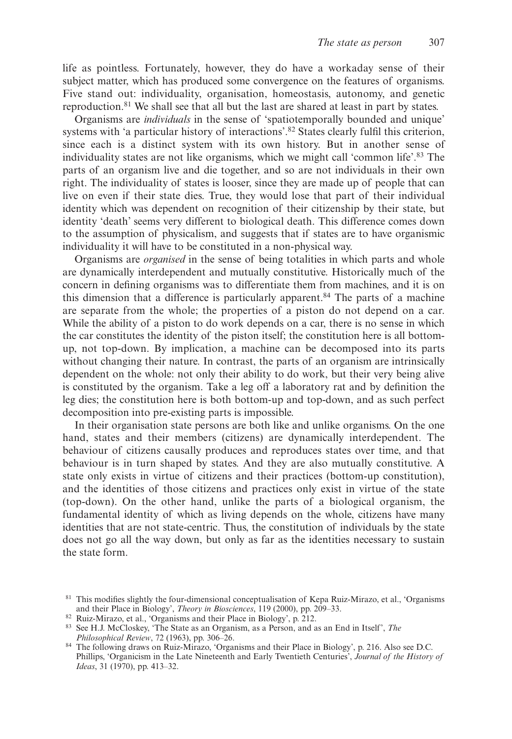life as pointless. Fortunately, however, they do have a workaday sense of their subject matter, which has produced some convergence on the features of organisms. Five stand out: individuality, organisation, homeostasis, autonomy, and genetic reproduction.[81] We shall see that all but the last are shared at least in part by states.

Organisms are *individuals* in the sense of 'spatiotemporally bounded and unique' systems with 'a particular history of interactions'.[82] States clearly fulfil this criterion, since each is a distinct system with its own history. But in another sense of individuality states are not like organisms, which we might call 'common life'.[83] The parts of an organism live and die together, and so are not individuals in their own right. The individuality of states is looser, since they are made up of people that can live on even if their state dies. True, they would lose that part of their individual identity which was dependent on recognition of their citizenship by their state, but identity 'death' seems very different to biological death. This difference comes down to the assumption of physicalism, and suggests that if states are to have organismic individuality it will have to be constituted in a non-physical way.

Organisms are *organised* in the sense of being totalities in which parts and whole are dynamically interdependent and mutually constitutive. Historically much of the concern in defining organisms was to differentiate them from machines, and it is on this dimension that a difference is particularly apparent.[84] The parts of a machine are separate from the whole; the properties of a piston do not depend on a car. While the ability of a piston to do work depends on a car, there is no sense in which the car constitutes the identity of the piston itself; the constitution here is all bottom-up, not top-down. By implication, a machine can be decomposed into its parts without changing their nature. In contrast, the parts of an organism are intrinsically dependent on the whole: not only their ability to do work, but their very being alive is constituted by the organism. Take a leg off a laboratory rat and by definition the leg dies; the constitution here is both bottom-up and top-down, and as such perfect decomposition into pre-existing parts is impossible.

In their organisation state persons are both like and unlike organisms. On the one hand, states and their members (citizens) are dynamically interdependent. The behaviour of citizens causally produces and reproduces states over time, and that behaviour is in turn shaped by states. And they are also mutually constitutive. A state only exists in virtue of citizens and their practices (bottom-up constitution), and the identities of those citizens and practices only exist in virtue of the state (top-down). On the other hand, unlike the parts of a biological organism, the fundamental identity of which as living depends on the whole, citizens have many identities that are not state-centric. Thus, the constitution of individuals by the state does not go all the way down, but only as far as the identities necessary to sustain the state form.

---

[81] This modifies slightly the four-dimensional conceptualisation of Kepa Ruiz-Mirazo, et al., 'Organisms and their Place in Biology', *Theory in Biosciences*, 119 (2000), pp. 209–33.

[82] Ruiz-Mirazo, et al., 'Organisms and their Place in Biology', p. 212.

[83] See H.J. McCloskey, 'The State as an Organism, as a Person, and as an End in Itself', *The Philosophical Review*, 72 (1963), pp. 306–26.

[84] The following draws on Ruiz-Mirazo, 'Organisms and their Place in Biology', p. 216. Also see D.C. Phillips, 'Organicism in the Late Nineteenth and Early Twentieth Centuries', *Journal of the History of Ideas*, 31 (1970), pp. 413–32.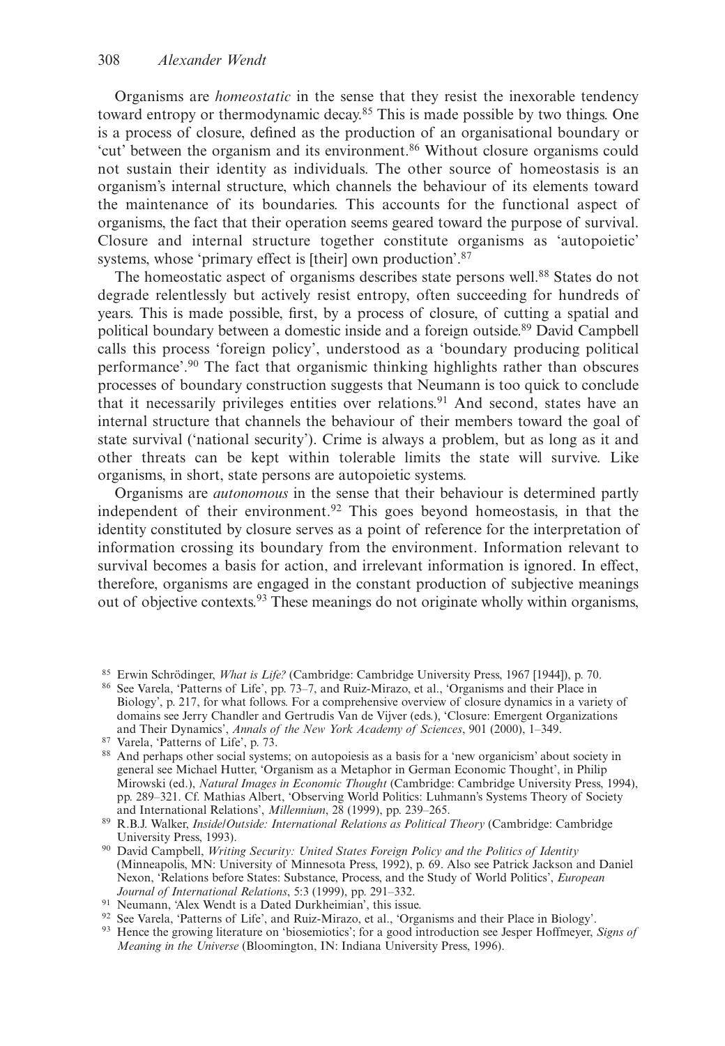Organisms are *homeostatic* in the sense that they resist the inexorable tendency toward entropy or thermodynamic decay.[85] This is made possible by two things. One is a process of closure, defined as the production of an organisational boundary or 'cut' between the organism and its environment.[86] Without closure organisms could not sustain their identity as individuals. The other source of homeostasis is an organism's internal structure, which channels the behaviour of its elements toward the maintenance of its boundaries. This accounts for the functional aspect of organisms, the fact that their operation seems geared toward the purpose of survival. Closure and internal structure together constitute organisms as 'autopoietic' systems, whose 'primary effect is [their] own production'.[87]

The homeostatic aspect of organisms describes state persons well.[88] States do not degrade relentlessly but actively resist entropy, often succeeding for hundreds of years. This is made possible, first, by a process of closure, of cutting a spatial and political boundary between a domestic inside and a foreign outside.[89] David Campbell calls this process 'foreign policy', understood as a 'boundary producing political performance'.[90] The fact that organismic thinking highlights rather than obscures processes of boundary construction suggests that Neumann is too quick to conclude that it necessarily privileges entities over relations.[91] And second, states have an internal structure that channels the behaviour of their members toward the goal of state survival ('national security'). Crime is always a problem, but as long as it and other threats can be kept within tolerable limits the state will survive. Like organisms, in short, state persons are autopoietic systems.

Organisms are *autonomous* in the sense that their behaviour is determined partly independent of their environment.[92] This goes beyond homeostasis, in that the identity constituted by closure serves as a point of reference for the interpretation of information crossing its boundary from the environment. Information relevant to survival becomes a basis for action, and irrelevant information is ignored. In effect, therefore, organisms are engaged in the constant production of subjective meanings out of objective contexts.[93] These meanings do not originate wholly within organisms,

---

[85] Erwin Schrödinger, *What is Life?* (Cambridge: Cambridge University Press, 1967 [1944]), p. 70.

[86] See Varela, 'Patterns of Life', pp. 73–7, and Ruiz-Mirazo, et al., 'Organisms and their Place in Biology', p. 217, for what follows. For a comprehensive overview of closure dynamics in a variety of domains see Jerry Chandler and Gertrudis Van de Vijver (eds.), 'Closure: Emergent Organizations and Their Dynamics', *Annals of the New York Academy of Sciences*, 901 (2000), 1–349.

[87] Varela, 'Patterns of Life', p. 73.

[88] And perhaps other social systems; on autopoiesis as a basis for a 'new organicism' about society in general see Michael Hutter, 'Organism as a Metaphor in German Economic Thought', in Philip Mirowski (ed.), *Natural Images in Economic Thought* (Cambridge: Cambridge University Press, 1994), pp. 289–321. Cf. Mathias Albert, 'Observing World Politics: Luhmann's Systems Theory of Society and International Relations', *Millennium*, 28 (1999), pp. 239–265.

[89] R.B.J. Walker, *Inside/Outside: International Relations as Political Theory* (Cambridge: Cambridge University Press, 1993).

[90] David Campbell, *Writing Security: United States Foreign Policy and the Politics of Identity* (Minneapolis, MN: University of Minnesota Press, 1992), p. 69. Also see Patrick Jackson and Daniel Nexon, 'Relations before States: Substance, Process, and the Study of World Politics', *European Journal of International Relations*, 5:3 (1999), pp. 291–332.

[91] Neumann, 'Alex Wendt is a Dated Durkheimian', this issue.

[92] See Varela, 'Patterns of Life', and Ruiz-Mirazo, et al., 'Organisms and their Place in Biology'.

[93] Hence the growing literature on 'biosemiotics'; for a good introduction see Jesper Hoffmeyer, *Signs of Meaning in the Universe* (Bloomington, IN: Indiana University Press, 1996).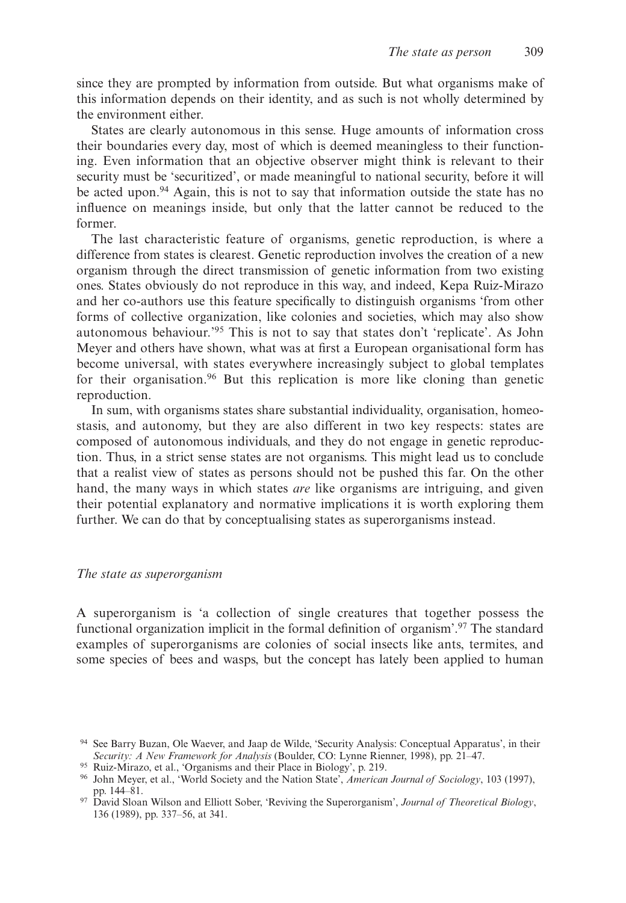since they are prompted by information from outside. But what organisms make of this information depends on their identity, and as such is not wholly determined by the environment either.

States are clearly autonomous in this sense. Huge amounts of information cross their boundaries every day, most of which is deemed meaningless to their functioning. Even information that an objective observer might think is relevant to their security must be 'securitized', or made meaningful to national security, before it will be acted upon.[94] Again, this is not to say that information outside the state has no influence on meanings inside, but only that the latter cannot be reduced to the former.

The last characteristic feature of organisms, genetic reproduction, is where a difference from states is clearest. Genetic reproduction involves the creation of a new organism through the direct transmission of genetic information from two existing ones. States obviously do not reproduce in this way, and indeed, Kepa Ruiz-Mirazo and her co-authors use this feature specifically to distinguish organisms 'from other forms of collective organization, like colonies and societies, which may also show autonomous behaviour.'[95] This is not to say that states don't 'replicate'. As John Meyer and others have shown, what was at first a European organisational form has become universal, with states everywhere increasingly subject to global templates for their organisation.[96] But this replication is more like cloning than genetic reproduction.

In sum, with organisms states share substantial individuality, organisation, homeostasis, and autonomy, but they are also different in two key respects: states are composed of autonomous individuals, and they do not engage in genetic reproduction. Thus, in a strict sense states are not organisms. This might lead us to conclude that a realist view of states as persons should not be pushed this far. On the other hand, the many ways in which states *are* like organisms are intriguing, and given their potential explanatory and normative implications it is worth exploring them further. We can do that by conceptualising states as superorganisms instead.

### *The state as superorganism*

A superorganism is 'a collection of single creatures that together possess the functional organization implicit in the formal definition of organism'.[97] The standard examples of superorganisms are colonies of social insects like ants, termites, and some species of bees and wasps, but the concept has lately been applied to human

---

[94] See Barry Buzan, Ole Waever, and Jaap de Wilde, 'Security Analysis: Conceptual Apparatus', in their *Security: A New Framework for Analysis* (Boulder, CO: Lynne Rienner, 1998), pp. 21–47.

[95] Ruiz-Mirazo, et al., 'Organisms and their Place in Biology', p. 219.

[96] John Meyer, et al., 'World Society and the Nation State', *American Journal of Sociology*, 103 (1997), pp. 144–81.

[97] David Sloan Wilson and Elliott Sober, 'Reviving the Superorganism', *Journal of Theoretical Biology*, 136 (1989), pp. 337–56, at 341.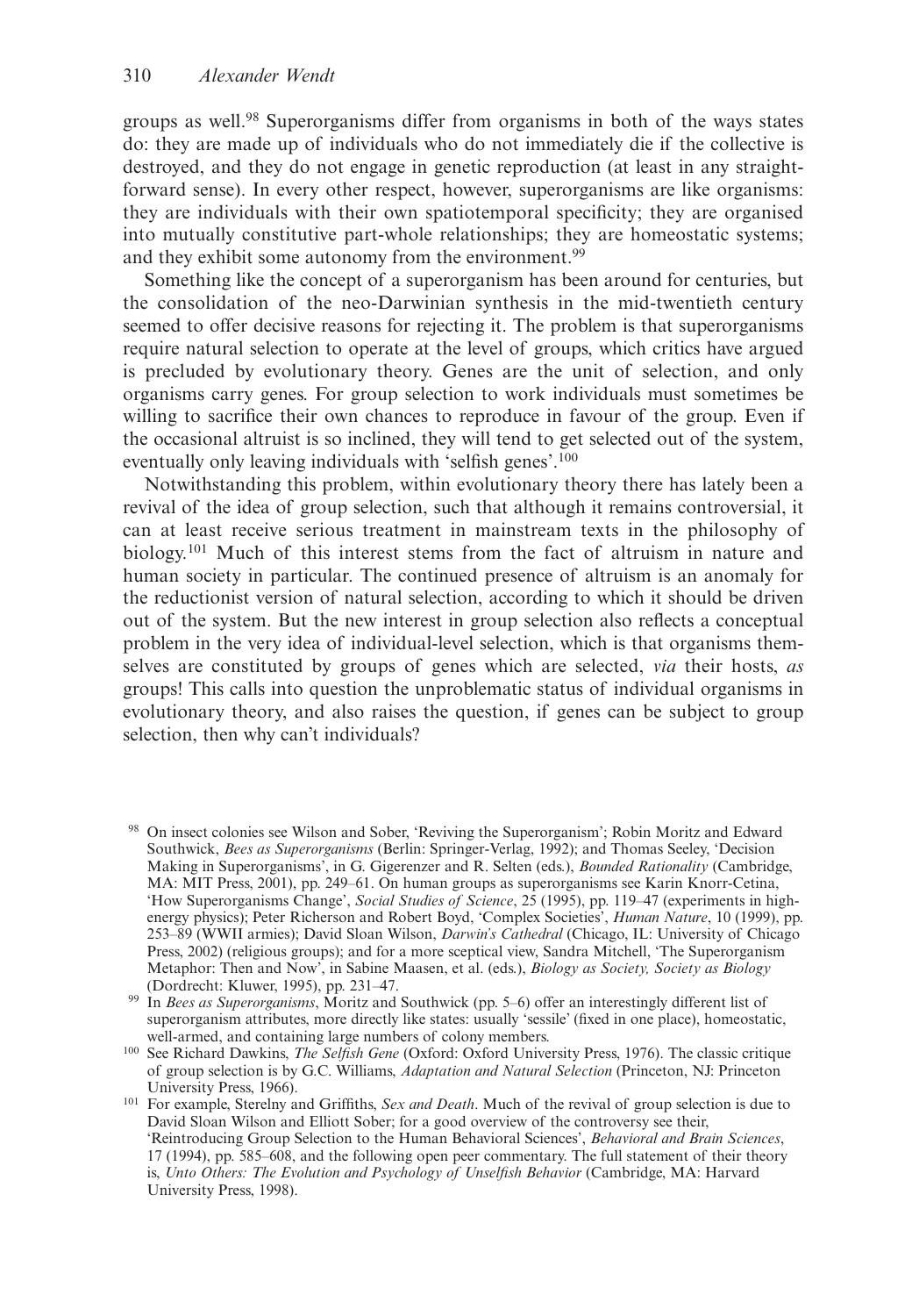groups as well.[98] Superorganisms differ from organisms in both of the ways states do: they are made up of individuals who do not immediately die if the collective is destroyed, and they do not engage in genetic reproduction (at least in any straightforward sense). In every other respect, however, superorganisms are like organisms: they are individuals with their own spatiotemporal specificity; they are organised into mutually constitutive part-whole relationships; they are homeostatic systems; and they exhibit some autonomy from the environment.[99]

Something like the concept of a superorganism has been around for centuries, but the consolidation of the neo-Darwinian synthesis in the mid-twentieth century seemed to offer decisive reasons for rejecting it. The problem is that superorganisms require natural selection to operate at the level of groups, which critics have argued is precluded by evolutionary theory. Genes are the unit of selection, and only organisms carry genes. For group selection to work individuals must sometimes be willing to sacrifice their own chances to reproduce in favour of the group. Even if the occasional altruist is so inclined, they will tend to get selected out of the system, eventually only leaving individuals with 'selfish genes'.[100]

Notwithstanding this problem, within evolutionary theory there has lately been a revival of the idea of group selection, such that although it remains controversial, it can at least receive serious treatment in mainstream texts in the philosophy of biology.[101] Much of this interest stems from the fact of altruism in nature and human society in particular. The continued presence of altruism is an anomaly for the reductionist version of natural selection, according to which it should be driven out of the system. But the new interest in group selection also reflects a conceptual problem in the very idea of individual-level selection, which is that organisms themselves are constituted by groups of genes which are selected, *via* their hosts, *as* groups! This calls into question the unproblematic status of individual organisms in evolutionary theory, and also raises the question, if genes can be subject to group selection, then why can't individuals?

[98] On insect colonies see Wilson and Sober, 'Reviving the Superorganism'; Robin Moritz and Edward Southwick, *Bees as Superorganisms* (Berlin: Springer-Verlag, 1992); and Thomas Seeley, 'Decision Making in Superorganisms', in G. Gigerenzer and R. Selten (eds.), *Bounded Rationality* (Cambridge, MA: MIT Press, 2001), pp. 249–61. On human groups as superorganisms see Karin Knorr-Cetina, 'How Superorganisms Change', *Social Studies of Science*, 25 (1995), pp. 119–47 (experiments in high-energy physics); Peter Richerson and Robert Boyd, 'Complex Societies', *Human Nature*, 10 (1999), pp. 253–89 (WWII armies); David Sloan Wilson, *Darwin's Cathedral* (Chicago, IL: University of Chicago Press, 2002) (religious groups); and for a more sceptical view, Sandra Mitchell, 'The Superorganism Metaphor: Then and Now', in Sabine Maasen, et al. (eds.), *Biology as Society, Society as Biology* (Dordrecht: Kluwer, 1995), pp. 231–47.

[99] In *Bees as Superorganisms*, Moritz and Southwick (pp. 5–6) offer an interestingly different list of superorganism attributes, more directly like states: usually 'sessile' (fixed in one place), homeostatic, well-armed, and containing large numbers of colony members.

[100] See Richard Dawkins, *The Selfish Gene* (Oxford: Oxford University Press, 1976). The classic critique of group selection is by G.C. Williams, *Adaptation and Natural Selection* (Princeton, NJ: Princeton University Press, 1966).

[101] For example, Sterelny and Griffiths, *Sex and Death*. Much of the revival of group selection is due to David Sloan Wilson and Elliott Sober; for a good overview of the controversy see their, 'Reintroducing Group Selection to the Human Behavioral Sciences', *Behavioral and Brain Sciences*, 17 (1994), pp. 585–608, and the following open peer commentary. The full statement of their theory is, *Unto Others: The Evolution and Psychology of Unselfish Behavior* (Cambridge, MA: Harvard University Press, 1998).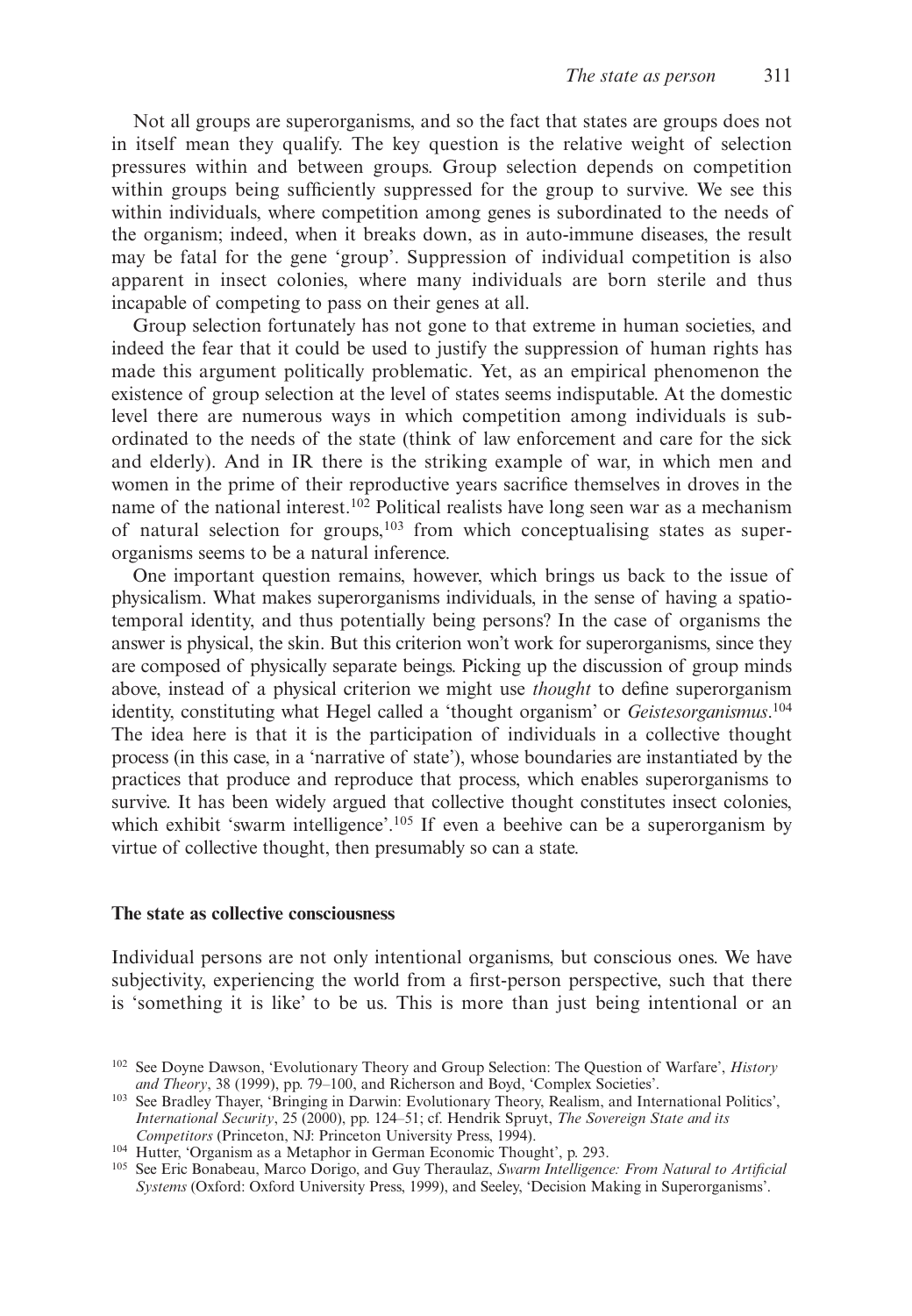Not all groups are superorganisms, and so the fact that states are groups does not in itself mean they qualify. The key question is the relative weight of selection pressures within and between groups. Group selection depends on competition within groups being sufficiently suppressed for the group to survive. We see this within individuals, where competition among genes is subordinated to the needs of the organism; indeed, when it breaks down, as in auto-immune diseases, the result may be fatal for the gene 'group'. Suppression of individual competition is also apparent in insect colonies, where many individuals are born sterile and thus incapable of competing to pass on their genes at all.

Group selection fortunately has not gone to that extreme in human societies, and indeed the fear that it could be used to justify the suppression of human rights has made this argument politically problematic. Yet, as an empirical phenomenon the existence of group selection at the level of states seems indisputable. At the domestic level there are numerous ways in which competition among individuals is subordinated to the needs of the state (think of law enforcement and care for the sick and elderly). And in IR there is the striking example of war, in which men and women in the prime of their reproductive years sacrifice themselves in droves in the name of the national interest.[102] Political realists have long seen war as a mechanism of natural selection for groups,[103] from which conceptualising states as superorganisms seems to be a natural inference.

One important question remains, however, which brings us back to the issue of physicalism. What makes superorganisms individuals, in the sense of having a spatio-temporal identity, and thus potentially being persons? In the case of organisms the answer is physical, the skin. But this criterion won't work for superorganisms, since they are composed of physically separate beings. Picking up the discussion of group minds above, instead of a physical criterion we might use *thought* to define superorganism identity, constituting what Hegel called a 'thought organism' or *Geistesorganismus*.[104] The idea here is that it is the participation of individuals in a collective thought process (in this case, in a 'narrative of state'), whose boundaries are instantiated by the practices that produce and reproduce that process, which enables superorganisms to survive. It has been widely argued that collective thought constitutes insect colonies, which exhibit 'swarm intelligence'.[105] If even a beehive can be a superorganism by virtue of collective thought, then presumably so can a state.

## The state as collective consciousness

Individual persons are not only intentional organisms, but conscious ones. We have subjectivity, experiencing the world from a first-person perspective, such that there is 'something it is like' to be us. This is more than just being intentional or an

---

[102] See Doyne Dawson, 'Evolutionary Theory and Group Selection: The Question of Warfare', *History and Theory*, 38 (1999), pp. 79–100, and Richerson and Boyd, 'Complex Societies'.

[103] See Bradley Thayer, 'Bringing in Darwin: Evolutionary Theory, Realism, and International Politics', *International Security*, 25 (2000), pp. 124–51; cf. Hendrik Spruyt, *The Sovereign State and its Competitors* (Princeton, NJ: Princeton University Press, 1994).

[104] Hutter, 'Organism as a Metaphor in German Economic Thought', p. 293.

[105] See Eric Bonabeau, Marco Dorigo, and Guy Theraulaz, *Swarm Intelligence: From Natural to Artificial Systems* (Oxford: Oxford University Press, 1999), and Seeley, 'Decision Making in Superorganisms'.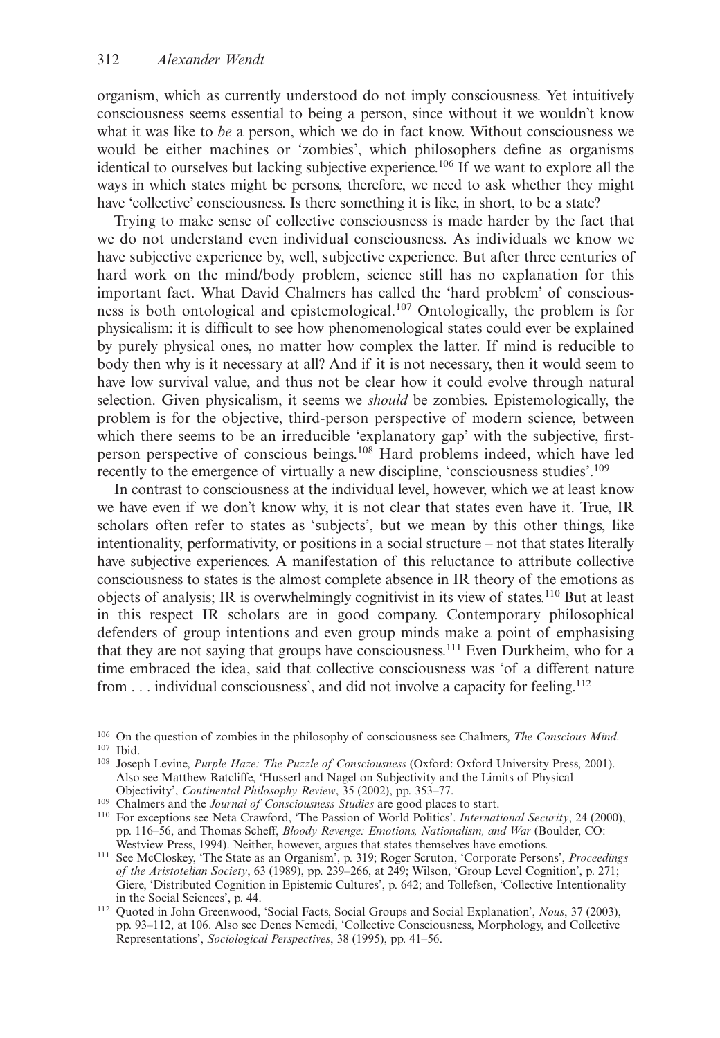organism, which as currently understood do not imply consciousness. Yet intuitively consciousness seems essential to being a person, since without it we wouldn't know what it was like to *be* a person, which we do in fact know. Without consciousness we would be either machines or 'zombies', which philosophers define as organisms identical to ourselves but lacking subjective experience.[106] If we want to explore all the ways in which states might be persons, therefore, we need to ask whether they might have 'collective' consciousness. Is there something it is like, in short, to be a state?

Trying to make sense of collective consciousness is made harder by the fact that we do not understand even individual consciousness. As individuals we know we have subjective experience by, well, subjective experience. But after three centuries of hard work on the mind/body problem, science still has no explanation for this important fact. What David Chalmers has called the 'hard problem' of consciousness is both ontological and epistemological.[107] Ontologically, the problem is for physicalism: it is difficult to see how phenomenological states could ever be explained by purely physical ones, no matter how complex the latter. If mind is reducible to body then why is it necessary at all? And if it is not necessary, then it would seem to have low survival value, and thus not be clear how it could evolve through natural selection. Given physicalism, it seems we *should* be zombies. Epistemologically, the problem is for the objective, third-person perspective of modern science, between which there seems to be an irreducible 'explanatory gap' with the subjective, first-person perspective of conscious beings.[108] Hard problems indeed, which have led recently to the emergence of virtually a new discipline, 'consciousness studies'.[109]

In contrast to consciousness at the individual level, however, which we at least know we have even if we don't know why, it is not clear that states even have it. True, IR scholars often refer to states as 'subjects', but we mean by this other things, like intentionality, performativity, or positions in a social structure – not that states literally have subjective experiences. A manifestation of this reluctance to attribute collective consciousness to states is the almost complete absence in IR theory of the emotions as objects of analysis; IR is overwhelmingly cognitivist in its view of states.[110] But at least in this respect IR scholars are in good company. Contemporary philosophical defenders of group intentions and even group minds make a point of emphasising that they are not saying that groups have consciousness.[111] Even Durkheim, who for a time embraced the idea, said that collective consciousness was 'of a different nature from . . . individual consciousness', and did not involve a capacity for feeling.[112]

---

[106] On the question of zombies in the philosophy of consciousness see Chalmers, *The Conscious Mind*.

[107] Ibid.

[108] Joseph Levine, *Purple Haze: The Puzzle of Consciousness* (Oxford: Oxford University Press, 2001). Also see Matthew Ratcliffe, 'Husserl and Nagel on Subjectivity and the Limits of Physical Objectivity', *Continental Philosophy Review*, 35 (2002), pp. 353–77.

[109] Chalmers and the *Journal of Consciousness Studies* are good places to start.

[110] For exceptions see Neta Crawford, 'The Passion of World Politics'. *International Security*, 24 (2000), pp. 116–56, and Thomas Scheff, *Bloody Revenge: Emotions, Nationalism, and War* (Boulder, CO: Westview Press, 1994). Neither, however, argues that states themselves have emotions.

[111] See McCloskey, 'The State as an Organism', p. 319; Roger Scruton, 'Corporate Persons', *Proceedings of the Aristotelian Society*, 63 (1989), pp. 239–266, at 249; Wilson, 'Group Level Cognition', p. 271; Giere, 'Distributed Cognition in Epistemic Cultures', p. 642; and Tollefsen, 'Collective Intentionality in the Social Sciences', p. 44.

[112] Quoted in John Greenwood, 'Social Facts, Social Groups and Social Explanation', *Nous*, 37 (2003), pp. 93–112, at 106. Also see Denes Nemedi, 'Collective Consciousness, Morphology, and Collective Representations', *Sociological Perspectives*, 38 (1995), pp. 41–56.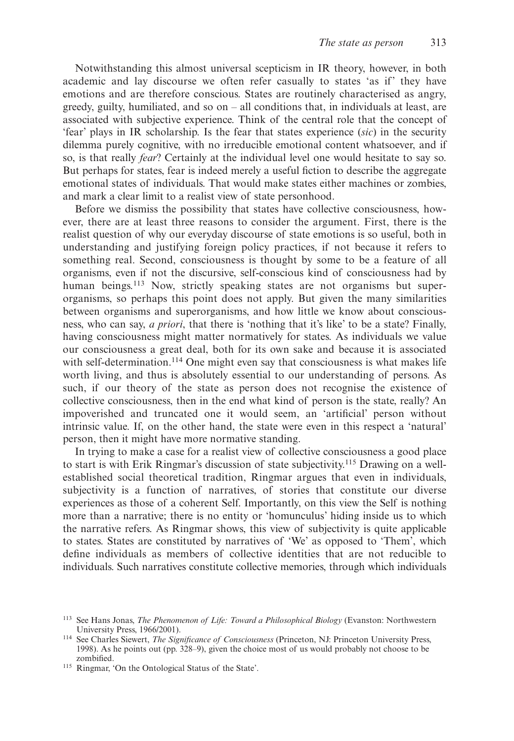Notwithstanding this almost universal scepticism in IR theory, however, in both academic and lay discourse we often refer casually to states 'as if' they have emotions and are therefore conscious. States are routinely characterised as angry, greedy, guilty, humiliated, and so on – all conditions that, in individuals at least, are associated with subjective experience. Think of the central role that the concept of 'fear' plays in IR scholarship. Is the fear that states experience (*sic*) in the security dilemma purely cognitive, with no irreducible emotional content whatsoever, and if so, is that really *fear*? Certainly at the individual level one would hesitate to say so. But perhaps for states, fear is indeed merely a useful fiction to describe the aggregate emotional states of individuals. That would make states either machines or zombies, and mark a clear limit to a realist view of state personhood.

Before we dismiss the possibility that states have collective consciousness, however, there are at least three reasons to consider the argument. First, there is the realist question of why our everyday discourse of state emotions is so useful, both in understanding and justifying foreign policy practices, if not because it refers to something real. Second, consciousness is thought by some to be a feature of all organisms, even if not the discursive, self-conscious kind of consciousness had by human beings.[113] Now, strictly speaking states are not organisms but superorganisms, so perhaps this point does not apply. But given the many similarities between organisms and superorganisms, and how little we know about consciousness, who can say, *a priori*, that there is 'nothing that it's like' to be a state? Finally, having consciousness might matter normatively for states. As individuals we value our consciousness a great deal, both for its own sake and because it is associated with self-determination.[114] One might even say that consciousness is what makes life worth living, and thus is absolutely essential to our understanding of persons. As such, if our theory of the state as person does not recognise the existence of collective consciousness, then in the end what kind of person is the state, really? An impoverished and truncated one it would seem, an 'artificial' person without intrinsic value. If, on the other hand, the state were even in this respect a 'natural' person, then it might have more normative standing.

In trying to make a case for a realist view of collective consciousness a good place to start is with Erik Ringmar's discussion of state subjectivity.[115] Drawing on a well-established social theoretical tradition, Ringmar argues that even in individuals, subjectivity is a function of narratives, of stories that constitute our diverse experiences as those of a coherent Self. Importantly, on this view the Self is nothing more than a narrative; there is no entity or 'homunculus' hiding inside us to which the narrative refers. As Ringmar shows, this view of subjectivity is quite applicable to states. States are constituted by narratives of 'We' as opposed to 'Them', which define individuals as members of collective identities that are not reducible to individuals. Such narratives constitute collective memories, through which individuals

[113] See Hans Jonas, *The Phenomenon of Life: Toward a Philosophical Biology* (Evanston: Northwestern University Press, 1966/2001).

[114] See Charles Siewert, *The Significance of Consciousness* (Princeton, NJ: Princeton University Press, 1998). As he points out (pp. 328–9), given the choice most of us would probably not choose to be zombified.

[115] Ringmar, 'On the Ontological Status of the State'.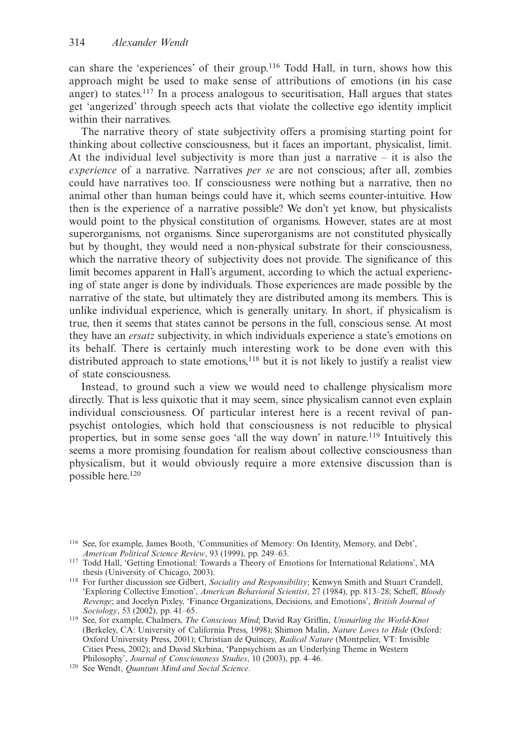can share the 'experiences' of their group.[116] Todd Hall, in turn, shows how this approach might be used to make sense of attributions of emotions (in his case anger) to states.[117] In a process analogous to securitisation, Hall argues that states get 'angerized' through speech acts that violate the collective ego identity implicit within their narratives.

The narrative theory of state subjectivity offers a promising starting point for thinking about collective consciousness, but it faces an important, physicalist, limit. At the individual level subjectivity is more than just a narrative – it is also the *experience* of a narrative. Narratives *per se* are not conscious; after all, zombies could have narratives too. If consciousness were nothing but a narrative, then no animal other than human beings could have it, which seems counter-intuitive. How then is the experience of a narrative possible? We don't yet know, but physicalists would point to the physical constitution of organisms. However, states are at most superorganisms, not organisms. Since superorganisms are not constituted physically but by thought, they would need a non-physical substrate for their consciousness, which the narrative theory of subjectivity does not provide. The significance of this limit becomes apparent in Hall's argument, according to which the actual experiencing of state anger is done by individuals. Those experiences are made possible by the narrative of the state, but ultimately they are distributed among its members. This is unlike individual experience, which is generally unitary. In short, if physicalism is true, then it seems that states cannot be persons in the full, conscious sense. At most they have an *ersatz* subjectivity, in which individuals experience a state's emotions on its behalf. There is certainly much interesting work to be done even with this distributed approach to state emotions,[118] but it is not likely to justify a realist view of state consciousness.

Instead, to ground such a view we would need to challenge physicalism more directly. That is less quixotic that it may seem, since physicalism cannot even explain individual consciousness. Of particular interest here is a recent revival of panpsychist ontologies, which hold that consciousness is not reducible to physical properties, but in some sense goes 'all the way down' in nature.[119] Intuitively this seems a more promising foundation for realism about collective consciousness than physicalism, but it would obviously require a more extensive discussion than is possible here.[120]

---

[116] See, for example, James Booth, 'Communities of Memory: On Identity, Memory, and Debt', *American Political Science Review*, 93 (1999), pp. 249–63.

[117] Todd Hall, 'Getting Emotional: Towards a Theory of Emotions for International Relations', MA thesis (University of Chicago, 2003).

[118] For further discussion see Gilbert, *Sociality and Responsibility*; Kenwyn Smith and Stuart Crandell, 'Exploring Collective Emotion', *American Behavioral Scientist*, 27 (1984), pp. 813–28; Scheff, *Bloody Revenge*; and Jocelyn Pixley, 'Finance Organizations, Decisions, and Emotions', *British Journal of Sociology*, 53 (2002), pp. 41–65.

[119] See, for example, Chalmers, *The Conscious Mind*; David Ray Griffin, *Unsnarling the World-Knot* (Berkeley, CA: University of California Press, 1998); Shimon Malin, *Nature Loves to Hide* (Oxford: Oxford University Press, 2001); Christian de Quincey, *Radical Nature* (Montpelier, VT: Invisible Cities Press, 2002); and David Skrbina, 'Panpsychism as an Underlying Theme in Western Philosophy', *Journal of Consciousness Studies*, 10 (2003), pp. 4–46.

[120] See Wendt, *Quantum Mind and Social Science*.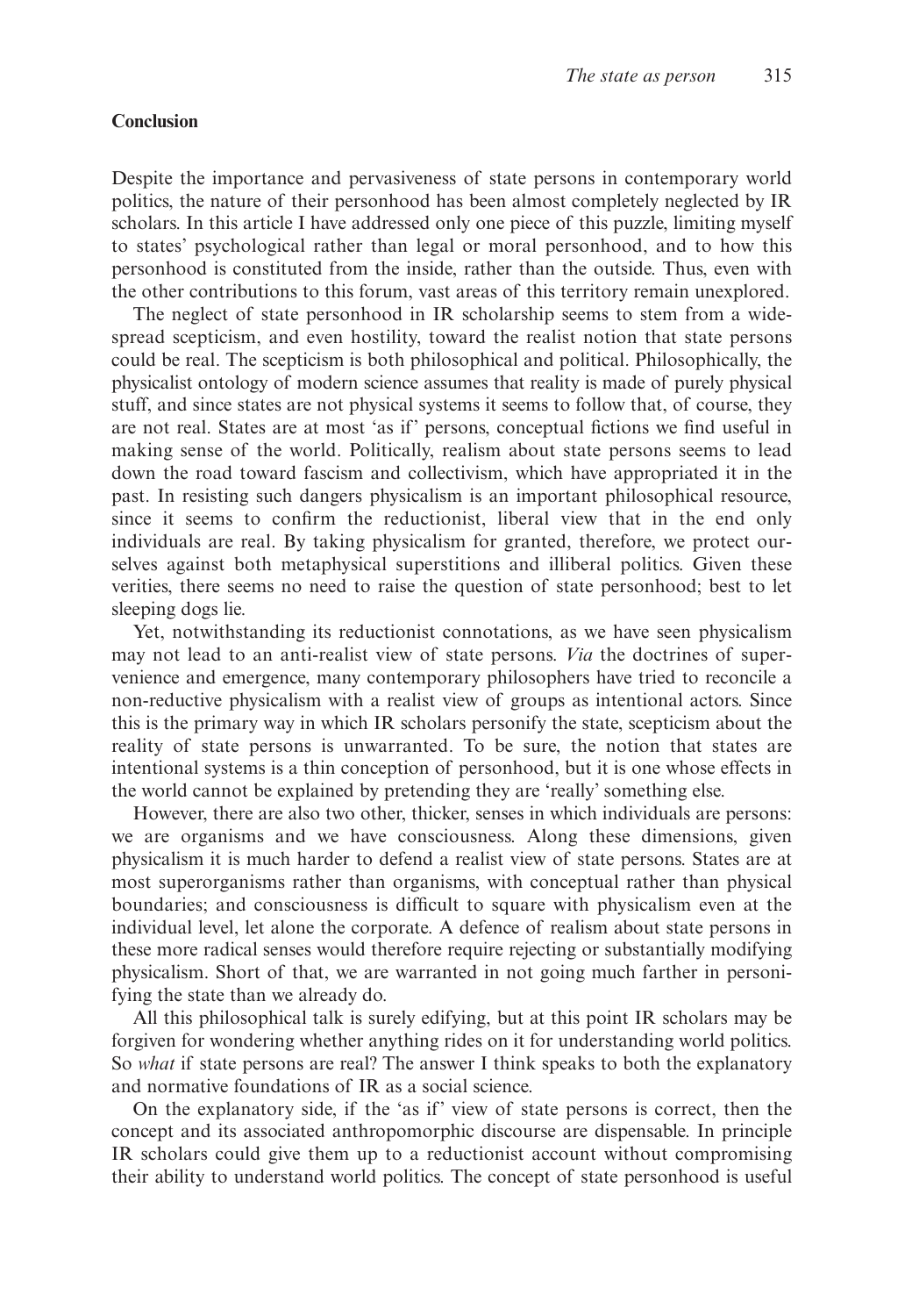**Conclusion**

Despite the importance and pervasiveness of state persons in contemporary world politics, the nature of their personhood has been almost completely neglected by IR scholars. In this article I have addressed only one piece of this puzzle, limiting myself to states' psychological rather than legal or moral personhood, and to how this personhood is constituted from the inside, rather than the outside. Thus, even with the other contributions to this forum, vast areas of this territory remain unexplored.

The neglect of state personhood in IR scholarship seems to stem from a widespread scepticism, and even hostility, toward the realist notion that state persons could be real. The scepticism is both philosophical and political. Philosophically, the physicalist ontology of modern science assumes that reality is made of purely physical stuff, and since states are not physical systems it seems to follow that, of course, they are not real. States are at most 'as if' persons, conceptual fictions we find useful in making sense of the world. Politically, realism about state persons seems to lead down the road toward fascism and collectivism, which have appropriated it in the past. In resisting such dangers physicalism is an important philosophical resource, since it seems to confirm the reductionist, liberal view that in the end only individuals are real. By taking physicalism for granted, therefore, we protect ourselves against both metaphysical superstitions and illiberal politics. Given these verities, there seems no need to raise the question of state personhood; best to let sleeping dogs lie.

Yet, notwithstanding its reductionist connotations, as we have seen physicalism may not lead to an anti-realist view of state persons. *Via* the doctrines of supervenience and emergence, many contemporary philosophers have tried to reconcile a non-reductive physicalism with a realist view of groups as intentional actors. Since this is the primary way in which IR scholars personify the state, scepticism about the reality of state persons is unwarranted. To be sure, the notion that states are intentional systems is a thin conception of personhood, but it is one whose effects in the world cannot be explained by pretending they are 'really' something else.

However, there are also two other, thicker, senses in which individuals are persons: we are organisms and we have consciousness. Along these dimensions, given physicalism it is much harder to defend a realist view of state persons. States are at most superorganisms rather than organisms, with conceptual rather than physical boundaries; and consciousness is difficult to square with physicalism even at the individual level, let alone the corporate. A defence of realism about state persons in these more radical senses would therefore require rejecting or substantially modifying physicalism. Short of that, we are warranted in not going much farther in personifying the state than we already do.

All this philosophical talk is surely edifying, but at this point IR scholars may be forgiven for wondering whether anything rides on it for understanding world politics. So *what* if state persons are real? The answer I think speaks to both the explanatory and normative foundations of IR as a social science.

On the explanatory side, if the 'as if' view of state persons is correct, then the concept and its associated anthropomorphic discourse are dispensable. In principle IR scholars could give them up to a reductionist account without compromising their ability to understand world politics. The concept of state personhood is useful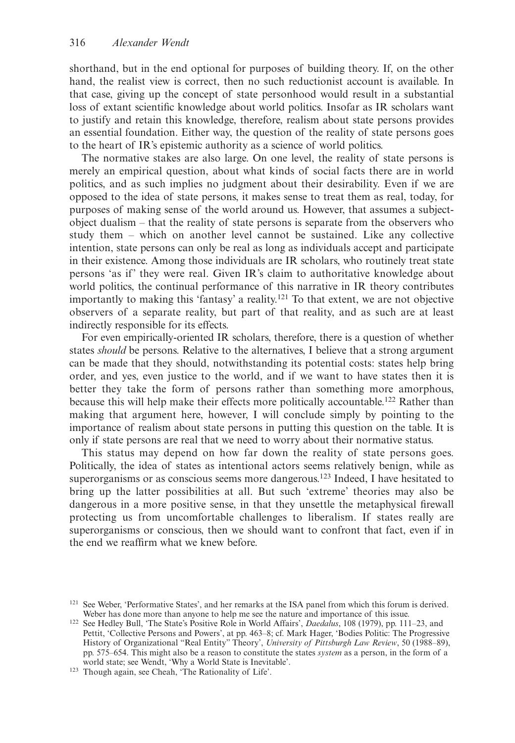shorthand, but in the end optional for purposes of building theory. If, on the other hand, the realist view is correct, then no such reductionist account is available. In that case, giving up the concept of state personhood would result in a substantial loss of extant scientific knowledge about world politics. Insofar as IR scholars want to justify and retain this knowledge, therefore, realism about state persons provides an essential foundation. Either way, the question of the reality of state persons goes to the heart of IR's epistemic authority as a science of world politics.

The normative stakes are also large. On one level, the reality of state persons is merely an empirical question, about what kinds of social facts there are in world politics, and as such implies no judgment about their desirability. Even if we are opposed to the idea of state persons, it makes sense to treat them as real, today, for purposes of making sense of the world around us. However, that assumes a subject-object dualism – that the reality of state persons is separate from the observers who study them – which on another level cannot be sustained. Like any collective intention, state persons can only be real as long as individuals accept and participate in their existence. Among those individuals are IR scholars, who routinely treat state persons 'as if' they were real. Given IR's claim to authoritative knowledge about world politics, the continual performance of this narrative in IR theory contributes importantly to making this 'fantasy' a reality.[121] To that extent, we are not objective observers of a separate reality, but part of that reality, and as such are at least indirectly responsible for its effects.

For even empirically-oriented IR scholars, therefore, there is a question of whether states *should* be persons. Relative to the alternatives, I believe that a strong argument can be made that they should, notwithstanding its potential costs: states help bring order, and yes, even justice to the world, and if we want to have states then it is better they take the form of persons rather than something more amorphous, because this will help make their effects more politically accountable.[122] Rather than making that argument here, however, I will conclude simply by pointing to the importance of realism about state persons in putting this question on the table. It is only if state persons are real that we need to worry about their normative status.

This status may depend on how far down the reality of state persons goes. Politically, the idea of states as intentional actors seems relatively benign, while as superorganisms or as conscious seems more dangerous.[123] Indeed, I have hesitated to bring up the latter possibilities at all. But such 'extreme' theories may also be dangerous in a more positive sense, in that they unsettle the metaphysical firewall protecting us from uncomfortable challenges to liberalism. If states really are superorganisms or conscious, then we should want to confront that fact, even if in the end we reaffirm what we knew before.

---

[121] See Weber, 'Performative States', and her remarks at the ISA panel from which this forum is derived. Weber has done more than anyone to help me see the nature and importance of this issue.

[122] See Hedley Bull, 'The State's Positive Role in World Affairs', *Daedalus*, 108 (1979), pp. 111–23, and Pettit, 'Collective Persons and Powers', at pp. 463–8; cf. Mark Hager, 'Bodies Politic: The Progressive History of Organizational "Real Entity" Theory', *University of Pittsburgh Law Review*, 50 (1988–89), pp. 575–654. This might also be a reason to constitute the states *system* as a person, in the form of a world state; see Wendt, 'Why a World State is Inevitable'.

[123] Though again, see Cheah, 'The Rationality of Life'.